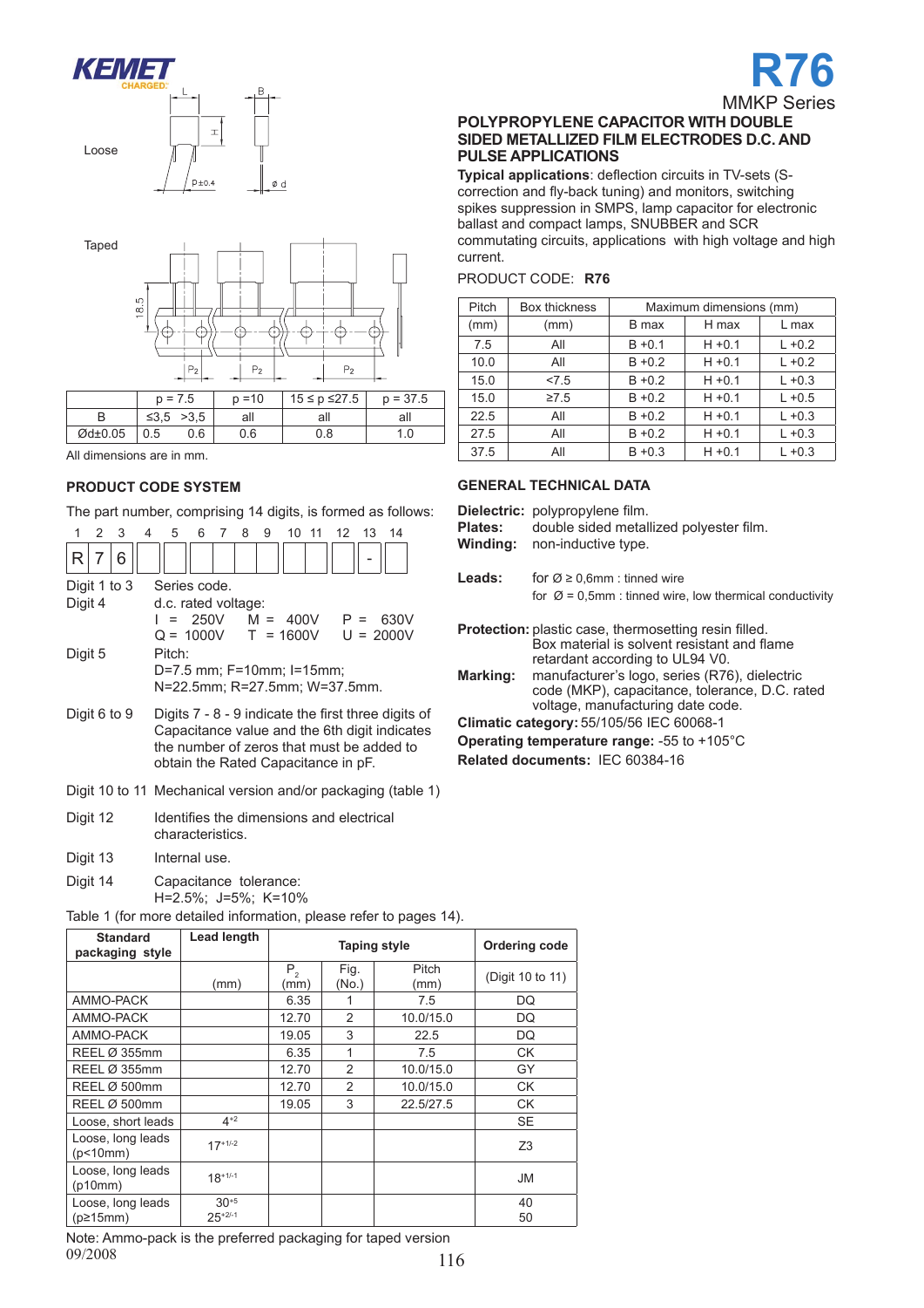# R76

MMKP Series

## POLYPROPYLENE CAPACITOR WITH DOUBLE SIDED METALLIZED FILM ELECTRODES D.C. AND PULSE APPLICATIONS

**Typical applications**: deflection circuits in TV-sets (S-correction and fly-back tuning) and monitors, switching spikes suppression in SMPS, lamp capacitor for electronic ballast and compact lamps, SNUBBER and SCR commutating circuits, applications with high voltage and high current.

PRODUCT CODE: **R76**

| Pitch | Box thickness | Maximum dimensions (mm) | | |
|---|---|---|---|---|
| (mm) | (mm) | B max | H max | L max |
| 7.5 | All | B +0.1 | H +0.1 | L +0.2 |
| 10.0 | All | B +0.2 | H +0.1 | L +0.2 |
| 15.0 | <7.5 | B +0.2 | H +0.1 | L +0.3 |
| 15.0 | ≥7.5 | B +0.2 | H +0.1 | L +0.5 |
| 22.5 | All | B +0.2 | H +0.1 | L +0.3 |
| 27.5 | All | B +0.2 | H +0.1 | L +0.3 |
| 37.5 | All | B +0.3 | H +0.1 | L +0.3 |

Loose

Taped

| | p = 7.5 | | p =10 | 15 ≤ p ≤27.5 | p = 37.5 |
|---|---|---|---|---|---|
| B | ≤3,5 | >3,5 | all | all | all |
| Ød±0.05 | 0.5 | 0.6 | 0.6 | 0.8 | 1.0 |

All dimensions are in mm.

## PRODUCT CODE SYSTEM

The part number, comprising 14 digits, is formed as follows:

| 1 | 2 | 3 | 4 | 5 | 6 | 7 | 8 | 9 | 10 | 11 | 12 | 13 | 14 |
|---|---|---|---|---|---|---|---|---|---|---|---|---|---|
| R | 7 | 6 | | | | | | | | | | - | |

- Digit 1 to 3: Series code.
- Digit 4: d.c. rated voltage:
  I = 250V M = 400V P = 630V
  Q = 1000V T = 1600V U = 2000V
- Digit 5: Pitch:
  D=7.5 mm; F=10mm; I=15mm;
  N=22.5mm; R=27.5mm; W=37.5mm.
- Digit 6 to 9: Digits 7 - 8 - 9 indicate the first three digits of Capacitance value and the 6th digit indicates the number of zeros that must be added to obtain the Rated Capacitance in pF.
- Digit 10 to 11: Mechanical version and/or packaging (table 1)
- Digit 12: Identifies the dimensions and electrical characteristics.
- Digit 13: Internal use.
- Digit 14: Capacitance tolerance:
  H=2.5%; J=5%; K=10%

Table 1 (for more detailed information, please refer to pages 14).

| Standard packaging style | Lead length | Taping style | | | Ordering code |
|---|---|---|---|---|---|
| | (mm) | $P_2$ (mm) | Fig. (No.) | Pitch (mm) | (Digit 10 to 11) |
| AMMO-PACK | | 6.35 | 1 | 7.5 | DQ |
| AMMO-PACK | | 12.70 | 2 | 10.0/15.0 | DQ |
| AMMO-PACK | | 19.05 | 3 | 22.5 | DQ |
| REEL Ø 355mm | | 6.35 | 1 | 7.5 | CK |
| REEL Ø 355mm | | 12.70 | 2 | 10.0/15.0 | GY |
| REEL Ø 500mm | | 12.70 | 2 | 10.0/15.0 | CK |
| REEL Ø 500mm | | 19.05 | 3 | 22.5/27.5 | CK |
| Loose, short leads | $4^{+2}$ | | | | SE |
| Loose, long leads (p<10mm) | $17^{+1/-2}$ | | | | Z3 |
| Loose, long leads (p10mm) | $18^{+1/-1}$ | | | | JM |
| Loose, long leads (p≥15mm) | $30^{+5}$ $25^{+2/-1}$ | | | | 40 50 |

Note: Ammo-pack is the preferred packaging for taped version

09/2008

## GENERAL TECHNICAL DATA

**Dielectric:** polypropylene film.
**Plates:** double sided metallized polyester film.
**Winding:** non-inductive type.

**Leads:** for Ø ≥ 0,6mm : tinned wire
for Ø = 0,5mm : tinned wire, low thermical conductivity

**Protection:** plastic case, thermosetting resin filled. Box material is solvent resistant and flame retardant according to UL94 V0.
**Marking:** manufacturer's logo, series (R76), dielectric code (MKP), capacitance, tolerance, D.C. rated voltage, manufacturing date code.
**Climatic category:** 55/105/56 IEC 60068-1
**Operating temperature range:** -55 to +105°C
**Related documents:** IEC 60384-16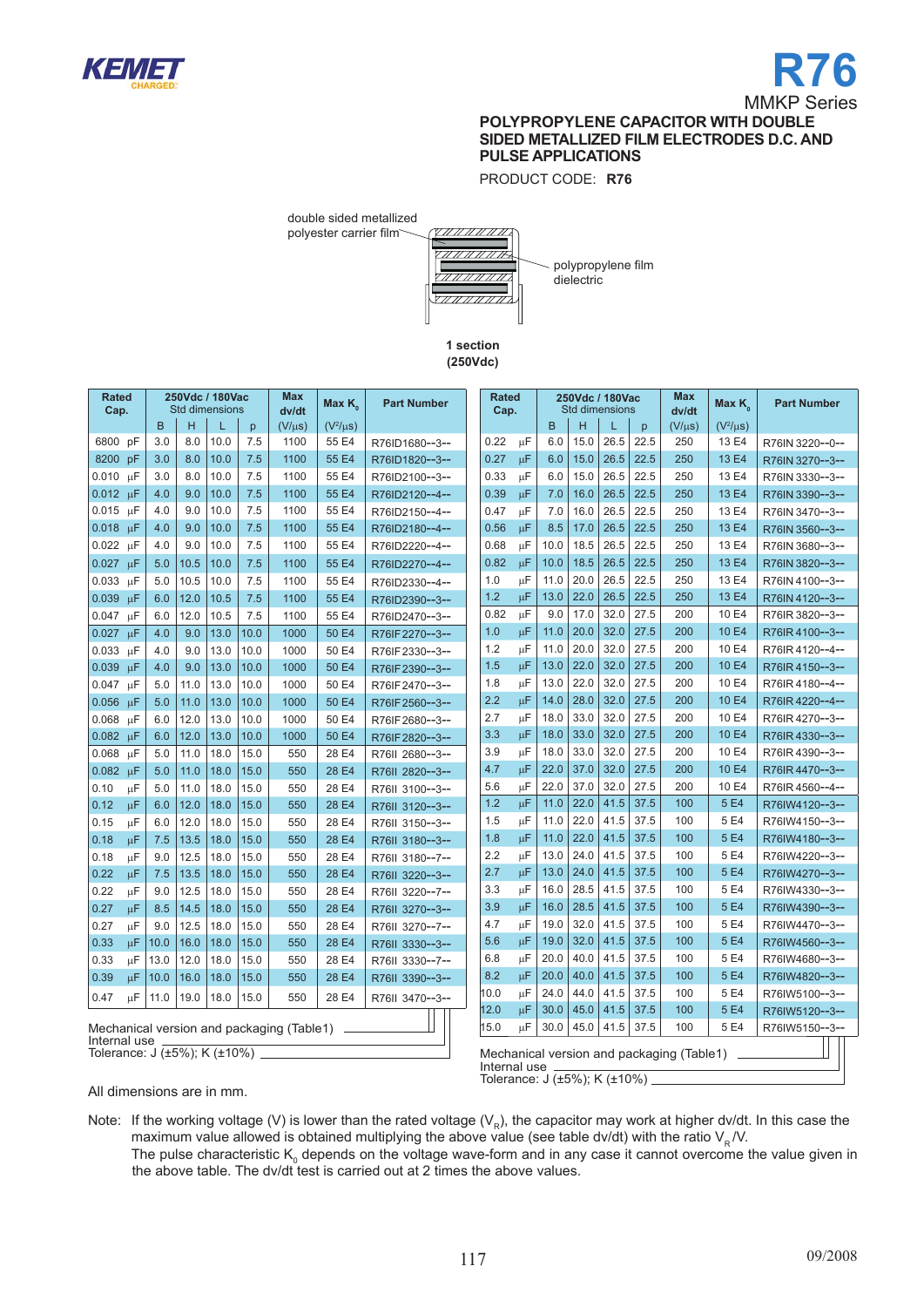# R76

MMKP Series

## POLYPROPYLENE CAPACITOR WITH DOUBLE SIDED METALLIZED FILM ELECTRODES D.C. AND PULSE APPLICATIONS

PRODUCT CODE: **R76**

double sided metallized polyester carrier film

polypropylene film dielectric

**1 section (250Vdc)**

| Rated Cap. | | 250Vdc / 180Vac Std dimensions | | | | Max dv/dt | Max $K_0$ | Part Number |
|---|---|---|---|---|---|---|---|---|
| | | B | H | L | p | (V/μs) | ($V^2$/μs) | |
| 6800 | pF | 3.0 | 8.0 | 10.0 | 7.5 | 1100 | 55 E4 | R76ID1680--3-- |
| 8200 | pF | 3.0 | 8.0 | 10.0 | 7.5 | 1100 | 55 E4 | R76ID1820--3-- |
| 0.010 | μF | 3.0 | 8.0 | 10.0 | 7.5 | 1100 | 55 E4 | R76ID2100--3-- |
| 0.012 | μF | 4.0 | 9.0 | 10.0 | 7.5 | 1100 | 55 E4 | R76ID2120--4-- |
| 0.015 | μF | 4.0 | 9.0 | 10.0 | 7.5 | 1100 | 55 E4 | R76ID2150--4-- |
| 0.018 | μF | 4.0 | 9.0 | 10.0 | 7.5 | 1100 | 55 E4 | R76ID2180--4-- |
| 0.022 | μF | 4.0 | 9.0 | 10.0 | 7.5 | 1100 | 55 E4 | R76ID2220--4-- |
| 0.027 | μF | 5.0 | 10.5 | 10.0 | 7.5 | 1100 | 55 E4 | R76ID2270--4-- |
| 0.033 | μF | 5.0 | 10.5 | 10.0 | 7.5 | 1100 | 55 E4 | R76ID2330--4-- |
| 0.039 | μF | 6.0 | 12.0 | 10.5 | 7.5 | 1100 | 55 E4 | R76ID2390--3-- |
| 0.047 | μF | 6.0 | 12.0 | 10.5 | 7.5 | 1100 | 55 E4 | R76ID2470--3-- |
| 0.027 | μF | 4.0 | 9.0 | 13.0 | 10.0 | 1000 | 50 E4 | R76IF2270--3-- |
| 0.033 | μF | 4.0 | 9.0 | 13.0 | 10.0 | 1000 | 50 E4 | R76IF2330--3-- |
| 0.039 | μF | 4.0 | 9.0 | 13.0 | 10.0 | 1000 | 50 E4 | R76IF2390--3-- |
| 0.047 | μF | 5.0 | 11.0 | 13.0 | 10.0 | 1000 | 50 E4 | R76IF2470--3-- |
| 0.056 | μF | 5.0 | 11.0 | 13.0 | 10.0 | 1000 | 50 E4 | R76IF2560--3-- |
| 0.068 | μF | 6.0 | 12.0 | 13.0 | 10.0 | 1000 | 50 E4 | R76IF2680--3-- |
| 0.082 | μF | 6.0 | 12.0 | 13.0 | 10.0 | 1000 | 50 E4 | R76IF2820--3-- |
| 0.068 | μF | 5.0 | 11.0 | 18.0 | 15.0 | 550 | 28 E4 | R76II 2680--3-- |
| 0.082 | μF | 5.0 | 11.0 | 18.0 | 15.0 | 550 | 28 E4 | R76II 2820--3-- |
| 0.10 | μF | 5.0 | 11.0 | 18.0 | 15.0 | 550 | 28 E4 | R76II 3100--3-- |
| 0.12 | μF | 6.0 | 12.0 | 18.0 | 15.0 | 550 | 28 E4 | R76II 3120--3-- |
| 0.15 | μF | 6.0 | 12.0 | 18.0 | 15.0 | 550 | 28 E4 | R76II 3150--3-- |
| 0.18 | μF | 7.5 | 13.5 | 18.0 | 15.0 | 550 | 28 E4 | R76II 3180--3-- |
| 0.18 | μF | 9.0 | 12.5 | 18.0 | 15.0 | 550 | 28 E4 | R76II 3180--7-- |
| 0.22 | μF | 7.5 | 13.5 | 18.0 | 15.0 | 550 | 28 E4 | R76II 3220--3-- |
| 0.22 | μF | 9.0 | 12.5 | 18.0 | 15.0 | 550 | 28 E4 | R76II 3220--7-- |
| 0.27 | μF | 8.5 | 14.5 | 18.0 | 15.0 | 550 | 28 E4 | R76II 3270--3-- |
| 0.27 | μF | 9.0 | 12.5 | 18.0 | 15.0 | 550 | 28 E4 | R76II 3270--7-- |
| 0.33 | μF | 10.0 | 16.0 | 18.0 | 15.0 | 550 | 28 E4 | R76II 3330--3-- |
| 0.33 | μF | 13.0 | 12.0 | 18.0 | 15.0 | 550 | 28 E4 | R76II 3330--7-- |
| 0.39 | μF | 10.0 | 16.0 | 18.0 | 15.0 | 550 | 28 E4 | R76II 3390--3-- |
| 0.47 | μF | 11.0 | 19.0 | 18.0 | 15.0 | 550 | 28 E4 | R76II 3470--3-- |

Mechanical version and packaging (Table1)
Internal use
Tolerance: J (±5%); K (±10%)

| Rated Cap. | | 250Vdc / 180Vac Std dimensions | | | | Max dv/dt | Max $K_0$ | Part Number |
|---|---|---|---|---|---|---|---|---|
| | | B | H | L | p | (V/μs) | ($V^2$/μs) | |
| 0.22 | μF | 6.0 | 15.0 | 26.5 | 22.5 | 250 | 13 E4 | R76IN 3220--0-- |
| 0.27 | μF | 6.0 | 15.0 | 26.5 | 22.5 | 250 | 13 E4 | R76IN 3270--3-- |
| 0.33 | μF | 6.0 | 15.0 | 26.5 | 22.5 | 250 | 13 E4 | R76IN 3330--3-- |
| 0.39 | μF | 7.0 | 16.0 | 26.5 | 22.5 | 250 | 13 E4 | R76IN 3390--3-- |
| 0.47 | μF | 7.0 | 16.0 | 26.5 | 22.5 | 250 | 13 E4 | R76IN 3470--3-- |
| 0.56 | μF | 8.5 | 17.0 | 26.5 | 22.5 | 250 | 13 E4 | R76IN 3560--3-- |
| 0.68 | μF | 10.0 | 18.5 | 26.5 | 22.5 | 250 | 13 E4 | R76IN 3680--3-- |
| 0.82 | μF | 10.0 | 18.5 | 26.5 | 22.5 | 250 | 13 E4 | R76IN 3820--3-- |
| 1.0 | μF | 11.0 | 20.0 | 26.5 | 22.5 | 250 | 13 E4 | R76IN 4100--3-- |
| 1.2 | μF | 13.0 | 22.0 | 26.5 | 22.5 | 250 | 13 E4 | R76IN 4120--3-- |
| 0.82 | μF | 9.0 | 17.0 | 32.0 | 27.5 | 200 | 10 E4 | R76IR 3820--3-- |
| 1.0 | μF | 11.0 | 20.0 | 32.0 | 27.5 | 200 | 10 E4 | R76IR 4100--3-- |
| 1.2 | μF | 11.0 | 20.0 | 32.0 | 27.5 | 200 | 10 E4 | R76IR 4120--4-- |
| 1.5 | μF | 13.0 | 22.0 | 32.0 | 27.5 | 200 | 10 E4 | R76IR 4150--3-- |
| 1.8 | μF | 13.0 | 22.0 | 32.0 | 27.5 | 200 | 10 E4 | R76IR 4180--4-- |
| 2.2 | μF | 14.0 | 28.0 | 32.0 | 27.5 | 200 | 10 E4 | R76IR 4220--4-- |
| 2.7 | μF | 18.0 | 33.0 | 32.0 | 27.5 | 200 | 10 E4 | R76IR 4270--3-- |
| 3.3 | μF | 18.0 | 33.0 | 32.0 | 27.5 | 200 | 10 E4 | R76IR 4330--3-- |
| 3.9 | μF | 18.0 | 33.0 | 32.0 | 27.5 | 200 | 10 E4 | R76IR 4390--3-- |
| 4.7 | μF | 22.0 | 37.0 | 32.0 | 27.5 | 200 | 10 E4 | R76IR 4470--3-- |
| 5.6 | μF | 22.0 | 37.0 | 32.0 | 27.5 | 200 | 10 E4 | R76IR 4560--4-- |
| 1.2 | μF | 11.0 | 22.0 | 41.5 | 37.5 | 100 | 5 E4 | R76IW4120--3-- |
| 1.5 | μF | 11.0 | 22.0 | 41.5 | 37.5 | 100 | 5 E4 | R76IW4150--3-- |
| 1.8 | μF | 11.0 | 22.0 | 41.5 | 37.5 | 100 | 5 E4 | R76IW4180--3-- |
| 2.2 | μF | 13.0 | 24.0 | 41.5 | 37.5 | 100 | 5 E4 | R76IW4220--3-- |
| 2.7 | μF | 13.0 | 24.0 | 41.5 | 37.5 | 100 | 5 E4 | R76IW4270--3-- |
| 3.3 | μF | 16.0 | 28.5 | 41.5 | 37.5 | 100 | 5 E4 | R76IW4330--3-- |
| 3.9 | μF | 16.0 | 28.5 | 41.5 | 37.5 | 100 | 5 E4 | R76IW4390--3-- |
| 4.7 | μF | 19.0 | 32.0 | 41.5 | 37.5 | 100 | 5 E4 | R76IW4470--3-- |
| 5.6 | μF | 19.0 | 32.0 | 41.5 | 37.5 | 100 | 5 E4 | R76IW4560--3-- |
| 6.8 | μF | 20.0 | 40.0 | 41.5 | 37.5 | 100 | 5 E4 | R76IW4680--3-- |
| 8.2 | μF | 20.0 | 40.0 | 41.5 | 37.5 | 100 | 5 E4 | R76IW4820--3-- |
| 10.0 | μF | 24.0 | 44.0 | 41.5 | 37.5 | 100 | 5 E4 | R76IW5100--3-- |
| 12.0 | μF | 30.0 | 45.0 | 41.5 | 37.5 | 100 | 5 E4 | R76IW5120--3-- |
| 15.0 | μF | 30.0 | 45.0 | 41.5 | 37.5 | 100 | 5 E4 | R76IW5150--3-- |

Mechanical version and packaging (Table1)
Internal use
Tolerance: J (±5%); K (±10%)

All dimensions are in mm.

Note: If the working voltage (V) is lower than the rated voltage ($V_R$), the capacitor may work at higher dv/dt. In this case the maximum value allowed is obtained multiplying the above value (see table dv/dt) with the ratio $V_R$/V.
The pulse characteristic $K_0$ depends on the voltage wave-form and in any case it cannot overcome the value given in the above table. The dv/dt test is carried out at 2 times the above values.

09/2008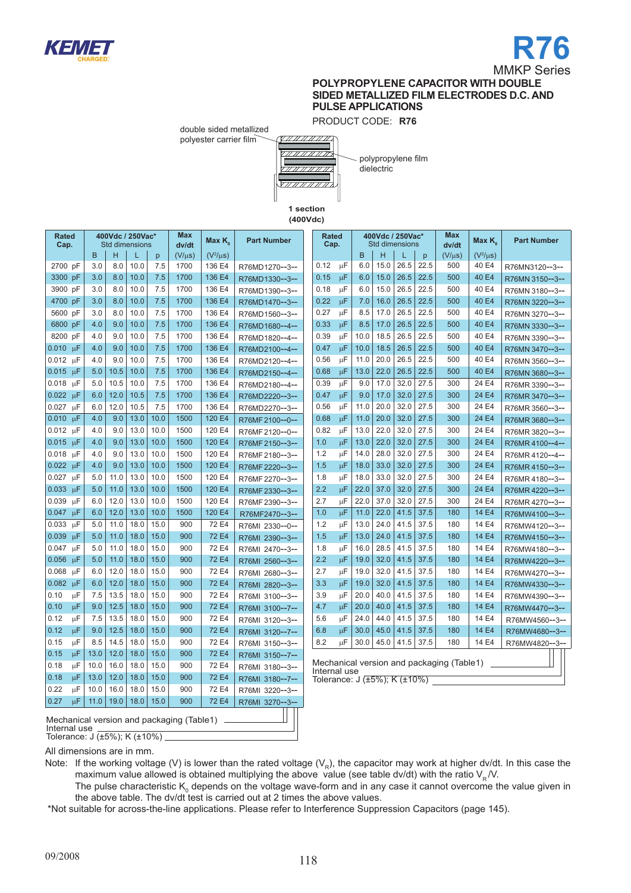# R76

MMKP Series

## POLYPROPYLENE CAPACITOR WITH DOUBLE SIDED METALLIZED FILM ELECTRODES D.C. AND PULSE APPLICATIONS

PRODUCT CODE: **R76**

double sided metallized polyester carrier film

polypropylene film dielectric

**1 section (400Vdc)**

| Rated Cap. | 400Vdc / 250Vac* Std dimensions | | | | Max dv/dt | Max $K_0$ | Part Number |
|---|---|---|---|---|---|---|---|
| | B | H | L | p | (V/μs) | ($V^2$/μs) | |
| 2700 pF | 3.0 | 8.0 | 10.0 | 7.5 | 1700 | 136 E4 | R76MD1270--3-- |
| 3300 pF | 3.0 | 8.0 | 10.0 | 7.5 | 1700 | 136 E4 | R76MD1330--3-- |
| 3900 pF | 3.0 | 8.0 | 10.0 | 7.5 | 1700 | 136 E4 | R76MD1390--3-- |
| 4700 pF | 3.0 | 8.0 | 10.0 | 7.5 | 1700 | 136 E4 | R76MD1470--3-- |
| 5600 pF | 3.0 | 8.0 | 10.0 | 7.5 | 1700 | 136 E4 | R76MD1560--3-- |
| 6800 pF | 4.0 | 9.0 | 10.0 | 7.5 | 1700 | 136 E4 | R76MD1680--4-- |
| 8200 pF | 4.0 | 9.0 | 10.0 | 7.5 | 1700 | 136 E4 | R76MD1820--4-- |
| 0.010 μF | 4.0 | 9.0 | 10.0 | 7.5 | 1700 | 136 E4 | R76MD2100--4-- |
| 0.012 μF | 4.0 | 9.0 | 10.0 | 7.5 | 1700 | 136 E4 | R76MD2120--4-- |
| 0.015 μF | 5.0 | 10.5 | 10.0 | 7.5 | 1700 | 136 E4 | R76MD2150--4-- |
| 0.018 μF | 5.0 | 10.5 | 10.0 | 7.5 | 1700 | 136 E4 | R76MD2180--4-- |
| 0.022 μF | 6.0 | 12.0 | 10.5 | 7.5 | 1700 | 136 E4 | R76MD2220--3-- |
| 0.027 μF | 6.0 | 12.0 | 10.5 | 7.5 | 1700 | 136 E4 | R76MD2270--3-- |
| 0.010 μF | 4.0 | 9.0 | 13.0 | 10.0 | 1500 | 120 E4 | R76MF2100--0-- |
| 0.012 μF | 4.0 | 9.0 | 13.0 | 10.0 | 1500 | 120 E4 | R76MF2120--0-- |
| 0.015 μF | 4.0 | 9.0 | 13.0 | 10.0 | 1500 | 120 E4 | R76MF2150--3-- |
| 0.018 μF | 4.0 | 9.0 | 13.0 | 10.0 | 1500 | 120 E4 | R76MF2180--3-- |
| 0.022 μF | 4.0 | 9.0 | 13.0 | 10.0 | 1500 | 120 E4 | R76MF2220--3-- |
| 0.027 μF | 5.0 | 11.0 | 13.0 | 10.0 | 1500 | 120 E4 | R76MF2270--3-- |
| 0.033 μF | 5.0 | 11.0 | 13.0 | 10.0 | 1500 | 120 E4 | R76MF2330--3-- |
| 0.039 μF | 6.0 | 12.0 | 13.0 | 10.0 | 1500 | 120 E4 | R76MF2390--3-- |
| 0.047 μF | 6.0 | 12.0 | 13.0 | 10.0 | 1500 | 120 E4 | R76MF2470--3-- |
| 0.033 μF | 5.0 | 11.0 | 18.0 | 15.0 | 900 | 72 E4 | R76MI 2330--0-- |
| 0.039 μF | 5.0 | 11.0 | 18.0 | 15.0 | 900 | 72 E4 | R76MI 2390--3-- |
| 0.047 μF | 5.0 | 11.0 | 18.0 | 15.0 | 900 | 72 E4 | R76MI 2470--3-- |
| 0.056 μF | 5.0 | 11.0 | 18.0 | 15.0 | 900 | 72 E4 | R76MI 2560--3-- |
| 0.068 μF | 6.0 | 12.0 | 18.0 | 15.0 | 900 | 72 E4 | R76MI 2680--3-- |
| 0.082 μF | 6.0 | 12.0 | 18.0 | 15.0 | 900 | 72 E4 | R76MI 2820--3-- |
| 0.10 μF | 7.5 | 13.5 | 18.0 | 15.0 | 900 | 72 E4 | R76MI 3100--3-- |
| 0.10 μF | 9.0 | 12.5 | 18.0 | 15.0 | 900 | 72 E4 | R76MI 3100--7-- |
| 0.12 μF | 7.5 | 13.5 | 18.0 | 15.0 | 900 | 72 E4 | R76MI 3120--3-- |
| 0.12 μF | 9.0 | 12.5 | 18.0 | 15.0 | 900 | 72 E4 | R76MI 3120--7-- |
| 0.15 μF | 8.5 | 14.5 | 18.0 | 15.0 | 900 | 72 E4 | R76MI 3150--3-- |
| 0.15 μF | 13.0 | 12.0 | 18.0 | 15.0 | 900 | 72 E4 | R76MI 3150--7-- |
| 0.18 μF | 10.0 | 16.0 | 18.0 | 15.0 | 900 | 72 E4 | R76MI 3180--3-- |
| 0.18 μF | 13.0 | 12.0 | 18.0 | 15.0 | 900 | 72 E4 | R76MI 3180--7-- |
| 0.22 μF | 10.0 | 16.0 | 18.0 | 15.0 | 900 | 72 E4 | R76MI 3220--3-- |
| 0.27 μF | 11.0 | 19.0 | 18.0 | 15.0 | 900 | 72 E4 | R76MI 3270--3-- |

Mechanical version and packaging (Table1)
Internal use
Tolerance: J (±5%); K (±10%)

| Rated Cap. | 400Vdc / 250Vac* Std dimensions | | | | Max dv/dt | Max $K_0$ | Part Number |
|---|---|---|---|---|---|---|---|
| | B | H | L | p | (V/μs) | ($V^2$/μs) | |
| 0.12 μF | 6.0 | 15.0 | 26.5 | 22.5 | 500 | 40 E4 | R76MN3120--3-- |
| 0.15 μF | 6.0 | 15.0 | 26.5 | 22.5 | 500 | 40 E4 | R76MN 3150--3-- |
| 0.18 μF | 6.0 | 15.0 | 26.5 | 22.5 | 500 | 40 E4 | R76MN 3180--3-- |
| 0.22 μF | 7.0 | 16.0 | 26.5 | 22.5 | 500 | 40 E4 | R76MN 3220--3-- |
| 0.27 μF | 8.5 | 17.0 | 26.5 | 22.5 | 500 | 40 E4 | R76MN 3270--3-- |
| 0.33 μF | 8.5 | 17.0 | 26.5 | 22.5 | 500 | 40 E4 | R76MN 3330--3-- |
| 0.39 μF | 10.0 | 18.5 | 26.5 | 22.5 | 500 | 40 E4 | R76MN 3390--3-- |
| 0.47 μF | 10.0 | 18.5 | 26.5 | 22.5 | 500 | 40 E4 | R76MN 3470--3-- |
| 0.56 μF | 11.0 | 20.0 | 26.5 | 22.5 | 500 | 40 E4 | R76MN 3560--3-- |
| 0.68 μF | 13.0 | 22.0 | 26.5 | 22.5 | 500 | 40 E4 | R76MN 3680--3-- |
| 0.39 μF | 9.0 | 17.0 | 32.0 | 27.5 | 300 | 24 E4 | R76MR 3390--3-- |
| 0.47 μF | 9.0 | 17.0 | 32.0 | 27.5 | 300 | 24 E4 | R76MR 3470--3-- |
| 0.56 μF | 11.0 | 20.0 | 32.0 | 27.5 | 300 | 24 E4 | R76MR 3560--3-- |
| 0.68 μF | 11.0 | 20.0 | 32.0 | 27.5 | 300 | 24 E4 | R76MR 3680--3-- |
| 0.82 μF | 13.0 | 22.0 | 32.0 | 27.5 | 300 | 24 E4 | R76MR 3820--3-- |
| 1.0 μF | 13.0 | 22.0 | 32.0 | 27.5 | 300 | 24 E4 | R76MR 4100--4-- |
| 1.2 μF | 14.0 | 28.0 | 32.0 | 27.5 | 300 | 24 E4 | R76MR 4120--4-- |
| 1.5 μF | 18.0 | 33.0 | 32.0 | 27.5 | 300 | 24 E4 | R76MR 4150--3-- |
| 1.8 μF | 18.0 | 33.0 | 32.0 | 27.5 | 300 | 24 E4 | R76MR 4180--3-- |
| 2.2 μF | 22.0 | 37.0 | 32.0 | 27.5 | 300 | 24 E4 | R76MR 4220--3-- |
| 2.7 μF | 22.0 | 37.0 | 32.0 | 27.5 | 300 | 24 E4 | R76MR 4270--3-- |
| 1.0 μF | 11.0 | 22.0 | 41.5 | 37.5 | 180 | 14 E4 | R76MW4100--3-- |
| 1.2 μF | 13.0 | 24.0 | 41.5 | 37.5 | 180 | 14 E4 | R76MW4120--3-- |
| 1.5 μF | 13.0 | 24.0 | 41.5 | 37.5 | 180 | 14 E4 | R76MW4150--3-- |
| 1.8 μF | 16.0 | 28.5 | 41.5 | 37.5 | 180 | 14 E4 | R76MW4180--3-- |
| 2.2 μF | 19.0 | 32.0 | 41.5 | 37.5 | 180 | 14 E4 | R76MW4220--3-- |
| 2.7 μF | 19.0 | 32.0 | 41.5 | 37.5 | 180 | 14 E4 | R76MW4270--3-- |
| 3.3 μF | 19.0 | 32.0 | 41.5 | 37.5 | 180 | 14 E4 | R76MW4330--3-- |
| 3.9 μF | 20.0 | 40.0 | 41.5 | 37.5 | 180 | 14 E4 | R76MW4390--3-- |
| 4.7 μF | 20.0 | 40.0 | 41.5 | 37.5 | 180 | 14 E4 | R76MW4470--3-- |
| 5.6 μF | 24.0 | 44.0 | 41.5 | 37.5 | 180 | 14 E4 | R76MW4560--3-- |
| 6.8 μF | 30.0 | 45.0 | 41.5 | 37.5 | 180 | 14 E4 | R76MW4680--3-- |
| 8.2 μF | 30.0 | 45.0 | 41.5 | 37.5 | 180 | 14 E4 | R76MW4820--3-- |

Mechanical version and packaging (Table1)
Internal use
Tolerance: J (±5%); K (±10%)

All dimensions are in mm.

Note: If the working voltage (V) is lower than the rated voltage ($V_R$), the capacitor may work at higher dv/dt. In this case the maximum value allowed is obtained multiplying the above value (see table dv/dt) with the ratio $V_R$/V.
The pulse characteristic $K_0$ depends on the voltage wave-form and in any case it cannot overcome the value given in the above table. The dv/dt test is carried out at 2 times the above values.

*Not suitable for across-the-line applications. Please refer to Interference Suppression Capacitors (page 145).

09/2008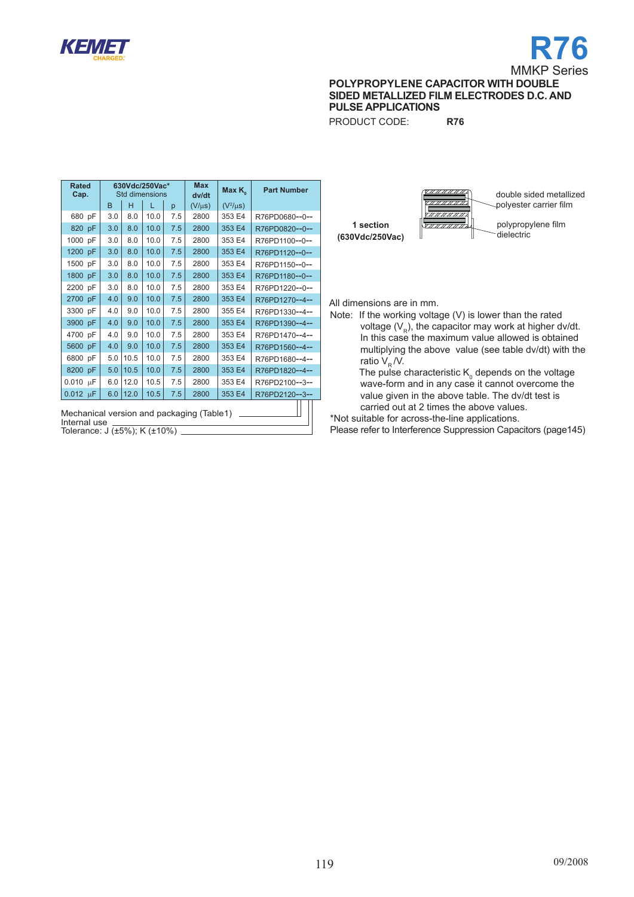# R76

MMKP Series

**POLYPROPYLENE CAPACITOR WITH DOUBLE SIDED METALLIZED FILM ELECTRODES D.C. AND PULSE APPLICATIONS**

PRODUCT CODE: **R76**

| Rated Cap. | 630Vdc/250Vac* Std dimensions | | | | Max dv/dt | Max $K_0$ | Part Number |
|---|---|---|---|---|---|---|---|
| | B | H | L | p | (V/µs) | ($V^2$/µs) | |
| 680 pF | 3.0 | 8.0 | 10.0 | 7.5 | 2800 | 353 E4 | R76PD0680--0-- |
| 820 pF | 3.0 | 8.0 | 10.0 | 7.5 | 2800 | 353 E4 | R76PD0820--0-- |
| 1000 pF | 3.0 | 8.0 | 10.0 | 7.5 | 2800 | 353 E4 | R76PD1100--0-- |
| 1200 pF | 3.0 | 8.0 | 10.0 | 7.5 | 2800 | 353 E4 | R76PD1120--0-- |
| 1500 pF | 3.0 | 8.0 | 10.0 | 7.5 | 2800 | 353 E4 | R76PD1150--0-- |
| 1800 pF | 3.0 | 8.0 | 10.0 | 7.5 | 2800 | 353 E4 | R76PD1180--0-- |
| 2200 pF | 3.0 | 8.0 | 10.0 | 7.5 | 2800 | 353 E4 | R76PD1220--0-- |
| 2700 pF | 4.0 | 9.0 | 10.0 | 7.5 | 2800 | 353 E4 | R76PD1270--4-- |
| 3300 pF | 4.0 | 9.0 | 10.0 | 7.5 | 2800 | 355 E4 | R76PD1330--4-- |
| 3900 pF | 4.0 | 9.0 | 10.0 | 7.5 | 2800 | 353 E4 | R76PD1390--4-- |
| 4700 pF | 4.0 | 9.0 | 10.0 | 7.5 | 2800 | 353 E4 | R76PD1470--4-- |
| 5600 pF | 4.0 | 9.0 | 10.0 | 7.5 | 2800 | 353 E4 | R76PD1560--4-- |
| 6800 pF | 5.0 | 10.5 | 10.0 | 7.5 | 2800 | 353 E4 | R76PD1680--4-- |
| 8200 pF | 5.0 | 10.5 | 10.0 | 7.5 | 2800 | 353 E4 | R76PD1820--4-- |
| 0.010 µF | 6.0 | 12.0 | 10.5 | 7.5 | 2800 | 353 E4 | R76PD2100--3-- |
| 0.012 µF | 6.0 | 12.0 | 10.5 | 7.5 | 2800 | 353 E4 | R76PD2120--3-- |

Mechanical version and packaging (Table1)
Internal use
Tolerance: J (±5%); K (±10%)

**1 section (630Vdc/250Vac)**

double sided metallized polyester carrier film

polypropylene film dielectric

All dimensions are in mm.

Note: If the working voltage (V) is lower than the rated voltage ($V_R$), the capacitor may work at higher dv/dt. In this case the maximum value allowed is obtained multiplying the above value (see table dv/dt) with the ratio $V_R$/V.
The pulse characteristic $K_0$ depends on the voltage wave-form and in any case it cannot overcome the value given in the above table. The dv/dt test is carried out at 2 times the above values.

*Not suitable for across-the-line applications.
Please refer to Interference Suppression Capacitors (page145)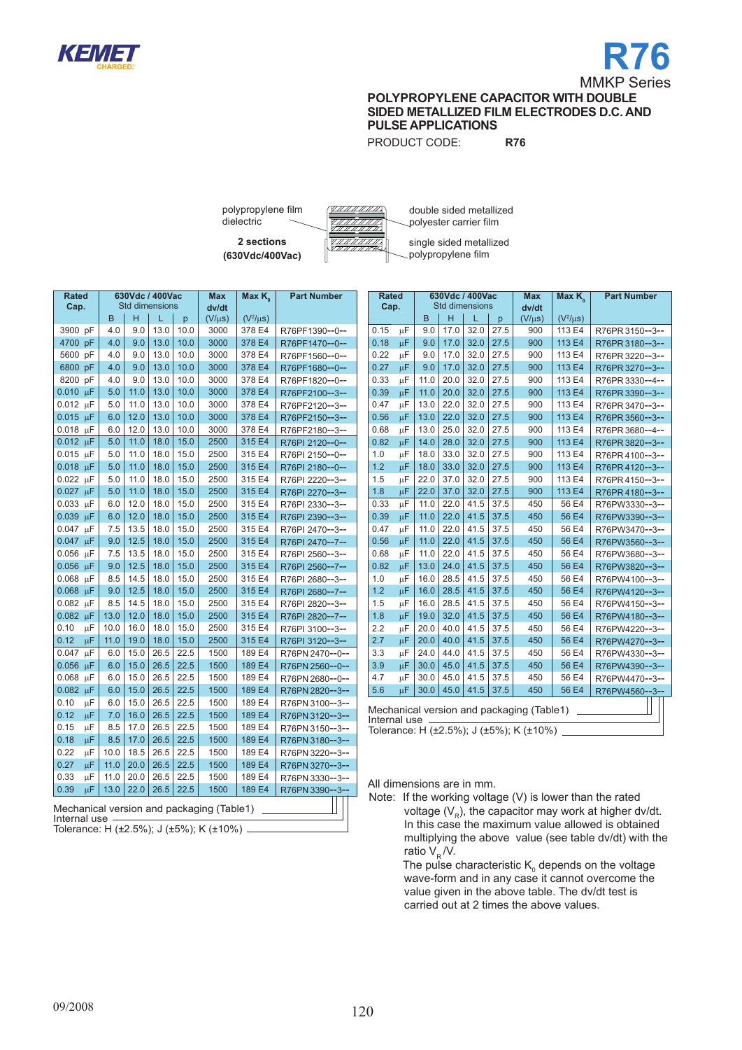KEMET
CHARGED

# R76

MMKP Series

**POLYPROPYLENE CAPACITOR WITH DOUBLE SIDED METALLIZED FILM ELECTRODES D.C. AND PULSE APPLICATIONS**

PRODUCT CODE: **R76**

polypropylene film dielectric

**2 sections**
**(630Vdc/400Vac)**

double sided metallized polyester carrier film

single sided metallized polypropylene film

| Rated Cap. | 630Vdc / 400Vac Std dimensions | | | | Max dv/dt | Max $K_0$ | Part Number |
|---|---|---|---|---|---|---|---|
| | B | H | L | p | (V/µs) | ($V^2$/µs) | |
| 3900 pF | 4.0 | 9.0 | 13.0 | 10.0 | 3000 | 378 E4 | R76PF1390--0-- |
| 4700 pF | 4.0 | 9.0 | 13.0 | 10.0 | 3000 | 378 E4 | R76PF1470--0-- |
| 5600 pF | 4.0 | 9.0 | 13.0 | 10.0 | 3000 | 378 E4 | R76PF1560--0-- |
| 6800 pF | 4.0 | 9.0 | 13.0 | 10.0 | 3000 | 378 E4 | R76PF1680--0-- |
| 8200 pF | 4.0 | 9.0 | 13.0 | 10.0 | 3000 | 378 E4 | R76PF1820--0-- |
| 0.010 µF | 5.0 | 11.0 | 13.0 | 10.0 | 3000 | 378 E4 | R76PF2100--3-- |
| 0.012 µF | 5.0 | 11.0 | 13.0 | 10.0 | 3000 | 378 E4 | R76PF2120--3-- |
| 0.015 µF | 6.0 | 12.0 | 13.0 | 10.0 | 3000 | 378 E4 | R76PF2150--3-- |
| 0.018 µF | 6.0 | 12.0 | 13.0 | 10.0 | 3000 | 378 E4 | R76PF2180--3-- |
| 0.012 µF | 5.0 | 11.0 | 18.0 | 15.0 | 2500 | 315 E4 | R76PI 2120--0-- |
| 0.015 µF | 5.0 | 11.0 | 18.0 | 15.0 | 2500 | 315 E4 | R76PI 2150--0-- |
| 0.018 µF | 5.0 | 11.0 | 18.0 | 15.0 | 2500 | 315 E4 | R76PI 2180--0-- |
| 0.022 µF | 5.0 | 11.0 | 18.0 | 15.0 | 2500 | 315 E4 | R76PI 2220--3-- |
| 0.027 µF | 5.0 | 11.0 | 18.0 | 15.0 | 2500 | 315 E4 | R76PI 2270--3-- |
| 0.033 µF | 6.0 | 12.0 | 18.0 | 15.0 | 2500 | 315 E4 | R76PI 2330--3-- |
| 0.039 µF | 6.0 | 12.0 | 18.0 | 15.0 | 2500 | 315 E4 | R76PI 2390--3-- |
| 0.047 µF | 7.5 | 13.5 | 18.0 | 15.0 | 2500 | 315 E4 | R76PI 2470--3-- |
| 0.047 µF | 9.0 | 12.5 | 18.0 | 15.0 | 2500 | 315 E4 | R76PI 2470--7-- |
| 0.056 µF | 7.5 | 13.5 | 18.0 | 15.0 | 2500 | 315 E4 | R76PI 2560--3-- |
| 0.056 µF | 9.0 | 12.5 | 18.0 | 15.0 | 2500 | 315 E4 | R76PI 2560--7-- |
| 0.068 µF | 8.5 | 14.5 | 18.0 | 15.0 | 2500 | 315 E4 | R76PI 2680--3-- |
| 0.068 µF | 9.0 | 12.5 | 18.0 | 15.0 | 2500 | 315 E4 | R76PI 2680--7-- |
| 0.082 µF | 8.5 | 14.5 | 18.0 | 15.0 | 2500 | 315 E4 | R76PI 2820--3-- |
| 0.082 µF | 13.0 | 12.0 | 18.0 | 15.0 | 2500 | 315 E4 | R76PI 2820--7-- |
| 0.10 µF | 10.0 | 16.0 | 18.0 | 15.0 | 2500 | 315 E4 | R76PI 3100--3-- |
| 0.12 µF | 11.0 | 19.0 | 18.0 | 15.0 | 2500 | 315 E4 | R76PI 3120--3-- |
| 0.047 µF | 6.0 | 15.0 | 26.5 | 22.5 | 1500 | 189 E4 | R76PN 2470--0-- |
| 0.056 µF | 6.0 | 15.0 | 26.5 | 22.5 | 1500 | 189 E4 | R76PN 2560--0-- |
| 0.068 µF | 6.0 | 15.0 | 26.5 | 22.5 | 1500 | 189 E4 | R76PN 2680--0-- |
| 0.082 µF | 6.0 | 15.0 | 26.5 | 22.5 | 1500 | 189 E4 | R76PN 2820--3-- |
| 0.10 µF | 6.0 | 15.0 | 26.5 | 22.5 | 1500 | 189 E4 | R76PN 3100--3-- |
| 0.12 µF | 7.0 | 16.0 | 26.5 | 22.5 | 1500 | 189 E4 | R76PN 3120--3-- |
| 0.15 µF | 8.5 | 17.0 | 26.5 | 22.5 | 1500 | 189 E4 | R76PN 3150--3-- |
| 0.18 µF | 8.5 | 17.0 | 26.5 | 22.5 | 1500 | 189 E4 | R76PN 3180--3-- |
| 0.22 µF | 10.0 | 18.5 | 26.5 | 22.5 | 1500 | 189 E4 | R76PN 3220--3-- |
| 0.27 µF | 11.0 | 20.0 | 26.5 | 22.5 | 1500 | 189 E4 | R76PN 3270--3-- |
| 0.33 µF | 11.0 | 20.0 | 26.5 | 22.5 | 1500 | 189 E4 | R76PN 3330--3-- |
| 0.39 µF | 13.0 | 22.0 | 26.5 | 22.5 | 1500 | 189 E4 | R76PN 3390--3-- |

Mechanical version and packaging (Table1)
Internal use
Tolerance: H (±2.5%); J (±5%); K (±10%)

| Rated Cap. | 630Vdc / 400Vac Std dimensions | | | | Max dv/dt | Max $K_0$ | Part Number |
|---|---|---|---|---|---|---|---|
| | B | H | L | p | (V/µs) | ($V^2$/µs) | |
| 0.15 µF | 9.0 | 17.0 | 32.0 | 27.5 | 900 | 113 E4 | R76PR 3150--3-- |
| 0.18 µF | 9.0 | 17.0 | 32.0 | 27.5 | 900 | 113 E4 | R76PR 3180--3-- |
| 0.22 µF | 9.0 | 17.0 | 32.0 | 27.5 | 900 | 113 E4 | R76PR 3220--3-- |
| 0.27 µF | 9.0 | 17.0 | 32.0 | 27.5 | 900 | 113 E4 | R76PR 3270--3-- |
| 0.33 µF | 11.0 | 20.0 | 32.0 | 27.5 | 900 | 113 E4 | R76PR 3330--4-- |
| 0.39 µF | 11.0 | 20.0 | 32.0 | 27.5 | 900 | 113 E4 | R76PR 3390--3-- |
| 0.47 µF | 13.0 | 22.0 | 32.0 | 27.5 | 900 | 113 E4 | R76PR 3470--3-- |
| 0.56 µF | 13.0 | 22.0 | 32.0 | 27.5 | 900 | 113 E4 | R76PR 3560--3-- |
| 0.68 µF | 13.0 | 25.0 | 32.0 | 27.5 | 900 | 113 E4 | R76PR 3680--4-- |
| 0.82 µF | 14.0 | 28.0 | 32.0 | 27.5 | 900 | 113 E4 | R76PR 3820--3-- |
| 1.0 µF | 18.0 | 33.0 | 32.0 | 27.5 | 900 | 113 E4 | R76PR 4100--3-- |
| 1.2 µF | 18.0 | 33.0 | 32.0 | 27.5 | 900 | 113 E4 | R76PR 4120--3-- |
| 1.5 µF | 22.0 | 37.0 | 32.0 | 27.5 | 900 | 113 E4 | R76PR 4150--3-- |
| 1.8 µF | 22.0 | 37.0 | 32.0 | 27.5 | 900 | 113 E4 | R76PR 4180--3-- |
| 0.33 µF | 11.0 | 22.0 | 41.5 | 37.5 | 450 | 56 E4 | R76PW3330--3-- |
| 0.39 µF | 11.0 | 22.0 | 41.5 | 37.5 | 450 | 56 E4 | R76PW3390--3-- |
| 0.47 µF | 11.0 | 22.0 | 41.5 | 37.5 | 450 | 56 E4 | R76PW3470--3-- |
| 0.56 µF | 11.0 | 22.0 | 41.5 | 37.5 | 450 | 56 E4 | R76PW3560--3-- |
| 0.68 µF | 11.0 | 22.0 | 41.5 | 37.5 | 450 | 56 E4 | R76PW3680--3-- |
| 0.82 µF | 13.0 | 24.0 | 41.5 | 37.5 | 450 | 56 E4 | R76PW3820--3-- |
| 1.0 µF | 16.0 | 28.5 | 41.5 | 37.5 | 450 | 56 E4 | R76PW4100--3-- |
| 1.2 µF | 16.0 | 28.5 | 41.5 | 37.5 | 450 | 56 E4 | R76PW4120--3-- |
| 1.5 µF | 16.0 | 28.5 | 41.5 | 37.5 | 450 | 56 E4 | R76PW4150--3-- |
| 1.8 µF | 19.0 | 32.0 | 41.5 | 37.5 | 450 | 56 E4 | R76PW4180--3-- |
| 2.2 µF | 20.0 | 40.0 | 41.5 | 37.5 | 450 | 56 E4 | R76PW4220--3-- |
| 2.7 µF | 20.0 | 40.0 | 41.5 | 37.5 | 450 | 56 E4 | R76PW4270--3-- |
| 3.3 µF | 24.0 | 44.0 | 41.5 | 37.5 | 450 | 56 E4 | R76PW4330--3-- |
| 3.9 µF | 30.0 | 45.0 | 41.5 | 37.5 | 450 | 56 E4 | R76PW4390--3-- |
| 4.7 µF | 30.0 | 45.0 | 41.5 | 37.5 | 450 | 56 E4 | R76PW4470--3-- |
| 5.6 µF | 30.0 | 45.0 | 41.5 | 37.5 | 450 | 56 E4 | R76PW4560--3-- |

Mechanical version and packaging (Table1)
Internal use
Tolerance: H (±2.5%); J (±5%); K (±10%)

All dimensions are in mm.

Note: If the working voltage (V) is lower than the rated voltage ($V_R$), the capacitor may work at higher dv/dt. In this case the maximum value allowed is obtained multiplying the above value (see table dv/dt) with the ratio $V_R$/V.
The pulse characteristic $K_0$ depends on the voltage wave-form and in any case it cannot overcome the value given in the above table. The dv/dt test is carried out at 2 times the above values.

09/2008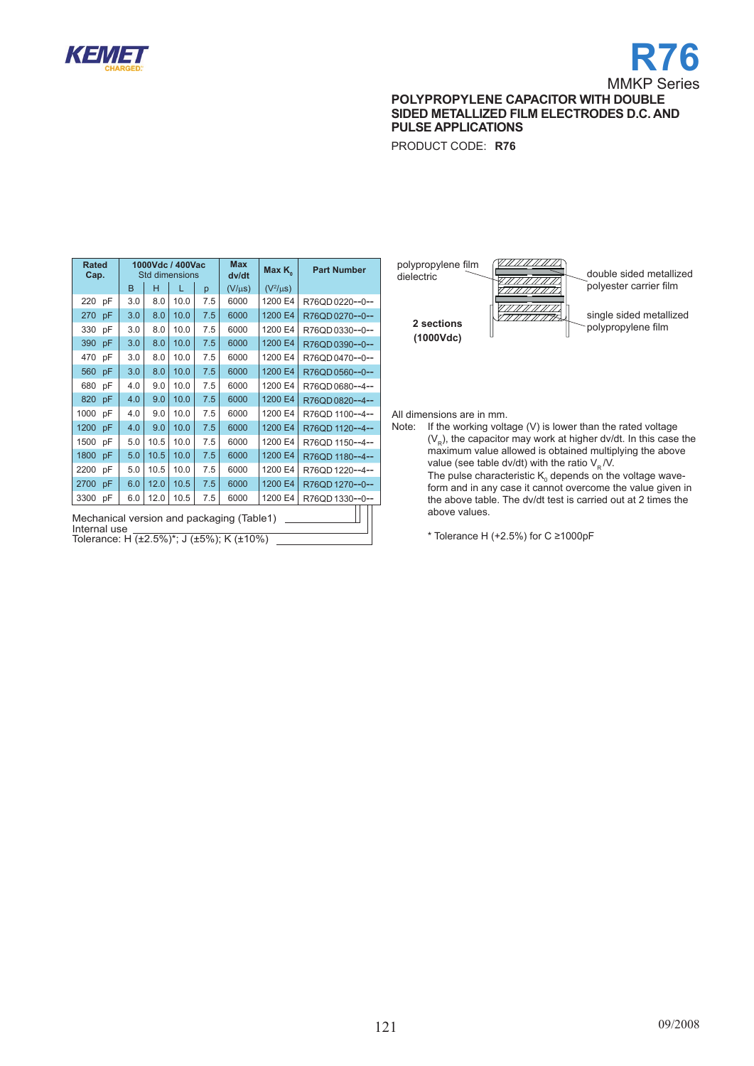# R76

MMKP Series

**POLYPROPYLENE CAPACITOR WITH DOUBLE SIDED METALLIZED FILM ELECTRODES D.C. AND PULSE APPLICATIONS**

PRODUCT CODE: **R76**

| Rated Cap. | 1000Vdc / 400Vac Std dimensions | | | | Max dv/dt | Max $K_0$ | Part Number |
|---|---|---|---|---|---|---|---|
| | B | H | L | p | (V/μs) | ($V^2$/μs) | |
| 220 pF | 3.0 | 8.0 | 10.0 | 7.5 | 6000 | 1200 E4 | R76QD0220--0-- |
| 270 pF | 3.0 | 8.0 | 10.0 | 7.5 | 6000 | 1200 E4 | R76QD0270--0-- |
| 330 pF | 3.0 | 8.0 | 10.0 | 7.5 | 6000 | 1200 E4 | R76QD0330--0-- |
| 390 pF | 3.0 | 8.0 | 10.0 | 7.5 | 6000 | 1200 E4 | R76QD0390--0-- |
| 470 pF | 3.0 | 8.0 | 10.0 | 7.5 | 6000 | 1200 E4 | R76QD0470--0-- |
| 560 pF | 3.0 | 8.0 | 10.0 | 7.5 | 6000 | 1200 E4 | R76QD0560--0-- |
| 680 pF | 4.0 | 9.0 | 10.0 | 7.5 | 6000 | 1200 E4 | R76QD0680--4-- |
| 820 pF | 4.0 | 9.0 | 10.0 | 7.5 | 6000 | 1200 E4 | R76QD0820--4-- |
| 1000 pF | 4.0 | 9.0 | 10.0 | 7.5 | 6000 | 1200 E4 | R76QD 1100--4-- |
| 1200 pF | 4.0 | 9.0 | 10.0 | 7.5 | 6000 | 1200 E4 | R76QD 1120--4-- |
| 1500 pF | 5.0 | 10.5 | 10.0 | 7.5 | 6000 | 1200 E4 | R76QD 1150--4-- |
| 1800 pF | 5.0 | 10.5 | 10.0 | 7.5 | 6000 | 1200 E4 | R76QD 1180--4-- |
| 2200 pF | 5.0 | 10.5 | 10.0 | 7.5 | 6000 | 1200 E4 | R76QD 1220--4-- |
| 2700 pF | 6.0 | 12.0 | 10.5 | 7.5 | 6000 | 1200 E4 | R76QD 1270--0-- |
| 3300 pF | 6.0 | 12.0 | 10.5 | 7.5 | 6000 | 1200 E4 | R76QD 1330--0-- |

Mechanical version and packaging (Table1)
Internal use
Tolerance: H (±2.5%)*; J (±5%); K (±10%)

polypropylene film dielectric

double sided metallized polyester carrier film

single sided metallized polypropylene film

**2 sections (1000Vdc)**

All dimensions are in mm.

Note: If the working voltage (V) is lower than the rated voltage ($V_R$), the capacitor may work at higher dv/dt. In this case the maximum value allowed is obtained multiplying the above value (see table dv/dt) with the ratio $V_R$/V.
The pulse characteristic $K_0$ depends on the voltage waveform and in any case it cannot overcome the value given in the above table. The dv/dt test is carried out at 2 times the above values.

\* Tolerance H (+2.5%) for C ≥1000pF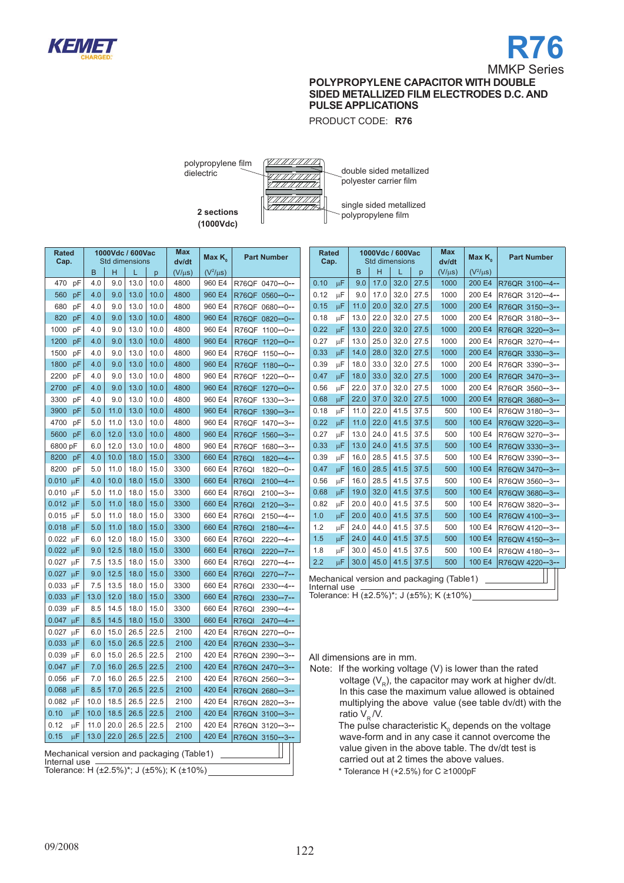# R76

MMKP Series

**POLYPROPYLENE CAPACITOR WITH DOUBLE SIDED METALLIZED FILM ELECTRODES D.C. AND PULSE APPLICATIONS**

PRODUCT CODE: **R76**

polypropylene film dielectric

double sided metallized polyester carrier film

single sided metallized polypropylene film

**2 sections (1000Vdc)**

| Rated Cap. | 1000Vdc / 600Vac Std dimensions | | | | Max dv/dt | Max $K_0$ | Part Number |
|---|---|---|---|---|---|---|---|
| | B | H | L | p | (V/μs) | ($V^2$/μs) | |
| 470 pF | 4.0 | 9.0 | 13.0 | 10.0 | 4800 | 960 E4 | R76QF 0470--0-- |
| 560 pF | 4.0 | 9.0 | 13.0 | 10.0 | 4800 | 960 E4 | R76QF 0560--0-- |
| 680 pF | 4.0 | 9.0 | 13.0 | 10.0 | 4800 | 960 E4 | R76QF 0680--0-- |
| 820 pF | 4.0 | 9.0 | 13.0 | 10.0 | 4800 | 960 E4 | R76QF 0820--0-- |
| 1000 pF | 4.0 | 9.0 | 13.0 | 10.0 | 4800 | 960 E4 | R76QF 1100--0-- |
| 1200 pF | 4.0 | 9.0 | 13.0 | 10.0 | 4800 | 960 E4 | R76QF 1120--0-- |
| 1500 pF | 4.0 | 9.0 | 13.0 | 10.0 | 4800 | 960 E4 | R76QF 1150--0-- |
| 1800 pF | 4.0 | 9.0 | 13.0 | 10.0 | 4800 | 960 E4 | R76QF 1180--0-- |
| 2200 pF | 4.0 | 9.0 | 13.0 | 10.0 | 4800 | 960 E4 | R76QF 1220--0-- |
| 2700 pF | 4.0 | 9.0 | 13.0 | 10.0 | 4800 | 960 E4 | R76QF 1270--0-- |
| 3300 pF | 4.0 | 9.0 | 13.0 | 10.0 | 4800 | 960 E4 | R76QF 1330--3-- |
| 3900 pF | 5.0 | 11.0 | 13.0 | 10.0 | 4800 | 960 E4 | R76QF 1390--3-- |
| 4700 pF | 5.0 | 11.0 | 13.0 | 10.0 | 4800 | 960 E4 | R76QF 1470--3-- |
| 5600 pF | 6.0 | 12.0 | 13.0 | 10.0 | 4800 | 960 E4 | R76QF 1560--3-- |
| 6800 pF | 6.0 | 12.0 | 13.0 | 10.0 | 4800 | 960 E4 | R76QF 1680--3-- |
| 8200 pF | 4.0 | 10.0 | 18.0 | 15.0 | 3300 | 660 E4 | R76QI 1820--4-- |
| 8200 pF | 5.0 | 11.0 | 18.0 | 15.0 | 3300 | 660 E4 | R76QI 1820--0-- |
| 0.010 μF | 4.0 | 10.0 | 18.0 | 15.0 | 3300 | 660 E4 | R76QI 2100--4-- |
| 0.010 μF | 5.0 | 11.0 | 18.0 | 15.0 | 3300 | 660 E4 | R76QI 2100--3-- |
| 0.012 μF | 5.0 | 11.0 | 18.0 | 15.0 | 3300 | 660 E4 | R76QI 2120--3-- |
| 0.015 μF | 5.0 | 11.0 | 18.0 | 15.0 | 3300 | 660 E4 | R76QI 2150--4-- |
| 0.018 μF | 5.0 | 11.0 | 18.0 | 15.0 | 3300 | 660 E4 | R76QI 2180--4-- |
| 0.022 μF | 6.0 | 12.0 | 18.0 | 15.0 | 3300 | 660 E4 | R76QI 2220--4-- |
| 0.022 μF | 9.0 | 12.5 | 18.0 | 15.0 | 3300 | 660 E4 | R76QI 2220--7-- |
| 0.027 μF | 7.5 | 13.5 | 18.0 | 15.0 | 3300 | 660 E4 | R76QI 2270--4-- |
| 0.027 μF | 9.0 | 12.5 | 18.0 | 15.0 | 3300 | 660 E4 | R76QI 2270--7-- |
| 0.033 μF | 7.5 | 13.5 | 18.0 | 15.0 | 3300 | 660 E4 | R76QI 2330--4-- |
| 0.033 μF | 13.0 | 12.0 | 18.0 | 15.0 | 3300 | 660 E4 | R76QI 2330--7-- |
| 0.039 μF | 8.5 | 14.5 | 18.0 | 15.0 | 3300 | 660 E4 | R76QI 2390--4-- |
| 0.047 μF | 8.5 | 14.5 | 18.0 | 15.0 | 3300 | 660 E4 | R76QI 2470--4-- |
| 0.027 μF | 6.0 | 15.0 | 26.5 | 22.5 | 2100 | 420 E4 | R76QN 2270--0-- |
| 0.033 μF | 6.0 | 15.0 | 26.5 | 22.5 | 2100 | 420 E4 | R76QN 2330--3-- |
| 0.039 μF | 6.0 | 15.0 | 26.5 | 22.5 | 2100 | 420 E4 | R76QN 2390--3-- |
| 0.047 μF | 7.0 | 16.0 | 26.5 | 22.5 | 2100 | 420 E4 | R76QN 2470--3-- |
| 0.056 μF | 7.0 | 16.0 | 26.5 | 22.5 | 2100 | 420 E4 | R76QN 2560--3-- |
| 0.068 μF | 8.5 | 17.0 | 26.5 | 22.5 | 2100 | 420 E4 | R76QN 2680--3-- |
| 0.082 μF | 10.0 | 18.5 | 26.5 | 22.5 | 2100 | 420 E4 | R76QN 2820--3-- |
| 0.10 μF | 10.0 | 18.5 | 26.5 | 22.5 | 2100 | 420 E4 | R76QN 3100--3-- |
| 0.12 μF | 11.0 | 20.0 | 26.5 | 22.5 | 2100 | 420 E4 | R76QN 3120--3-- |
| 0.15 μF | 13.0 | 22.0 | 26.5 | 22.5 | 2100 | 420 E4 | R76QN 3150--3-- |

Mechanical version and packaging (Table1)
Internal use
Tolerance: H (±2.5%)*; J (±5%); K (±10%)

| Rated Cap. | 1000Vdc / 600Vac Std dimensions | | | | Max dv/dt | Max $K_0$ | Part Number |
|---|---|---|---|---|---|---|---|
| | B | H | L | p | (V/μs) | ($V^2$/μs) | |
| 0.10 μF | 9.0 | 17.0 | 32.0 | 27.5 | 1000 | 200 E4 | R76QR 3100--4-- |
| 0.12 μF | 9.0 | 17.0 | 32.0 | 27.5 | 1000 | 200 E4 | R76QR 3120--4-- |
| 0.15 μF | 11.0 | 20.0 | 32.0 | 27.5 | 1000 | 200 E4 | R76QR 3150--3-- |
| 0.18 μF | 13.0 | 22.0 | 32.0 | 27.5 | 1000 | 200 E4 | R76QR 3180--3-- |
| 0.22 μF | 13.0 | 22.0 | 32.0 | 27.5 | 1000 | 200 E4 | R76QR 3220--3-- |
| 0.27 μF | 13.0 | 25.0 | 32.0 | 27.5 | 1000 | 200 E4 | R76QR 3270--4-- |
| 0.33 μF | 14.0 | 28.0 | 32.0 | 27.5 | 1000 | 200 E4 | R76QR 3330--3-- |
| 0.39 μF | 18.0 | 33.0 | 32.0 | 27.5 | 1000 | 200 E4 | R76QR 3390--3-- |
| 0.47 μF | 18.0 | 33.0 | 32.0 | 27.5 | 1000 | 200 E4 | R76QR 3470--3-- |
| 0.56 μF | 22.0 | 37.0 | 32.0 | 27.5 | 1000 | 200 E4 | R76QR 3560--3-- |
| 0.68 μF | 22.0 | 37.0 | 32.0 | 27.5 | 1000 | 200 E4 | R76QR 3680--3-- |
| 0.18 μF | 11.0 | 22.0 | 41.5 | 37.5 | 500 | 100 E4 | R76QW 3180--3-- |
| 0.22 μF | 11.0 | 22.0 | 41.5 | 37.5 | 500 | 100 E4 | R76QW 3220--3-- |
| 0.27 μF | 13.0 | 24.0 | 41.5 | 37.5 | 500 | 100 E4 | R76QW 3270--3-- |
| 0.33 μF | 13.0 | 24.0 | 41.5 | 37.5 | 500 | 100 E4 | R76QW 3330--3-- |
| 0.39 μF | 16.0 | 28.5 | 41.5 | 37.5 | 500 | 100 E4 | R76QW 3390--3-- |
| 0.47 μF | 16.0 | 28.5 | 41.5 | 37.5 | 500 | 100 E4 | R76QW 3470--3-- |
| 0.56 μF | 16.0 | 28.5 | 41.5 | 37.5 | 500 | 100 E4 | R76QW 3560--3-- |
| 0.68 μF | 19.0 | 32.0 | 41.5 | 37.5 | 500 | 100 E4 | R76QW 3680--3-- |
| 0.82 μF | 20.0 | 40.0 | 41.5 | 37.5 | 500 | 100 E4 | R76QW 3820--3-- |
| 1.0 μF | 20.0 | 40.0 | 41.5 | 37.5 | 500 | 100 E4 | R76QW 4100--3-- |
| 1.2 μF | 24.0 | 44.0 | 41.5 | 37.5 | 500 | 100 E4 | R76QW 4120--3-- |
| 1.5 μF | 24.0 | 44.0 | 41.5 | 37.5 | 500 | 100 E4 | R76QW 4150--3-- |
| 1.8 μF | 30.0 | 45.0 | 41.5 | 37.5 | 500 | 100 E4 | R76QW 4180--3-- |
| 2.2 μF | 30.0 | 45.0 | 41.5 | 37.5 | 500 | 100 E4 | R76QW 4220--3-- |

Mechanical version and packaging (Table1)
Internal use
Tolerance: H (±2.5%)*; J (±5%); K (±10%)

All dimensions are in mm.

Note: If the working voltage (V) is lower than the rated voltage ($V_R$), the capacitor may work at higher dv/dt. In this case the maximum value allowed is obtained multiplying the above value (see table dv/dt) with the ratio $V_R$/V.
The pulse characteristic $K_0$ depends on the voltage wave-form and in any case it cannot overcome the value given in the above table. The dv/dt test is carried out at 2 times the above values.
\* Tolerance H (+2.5%) for C ≥1000pF

09/2008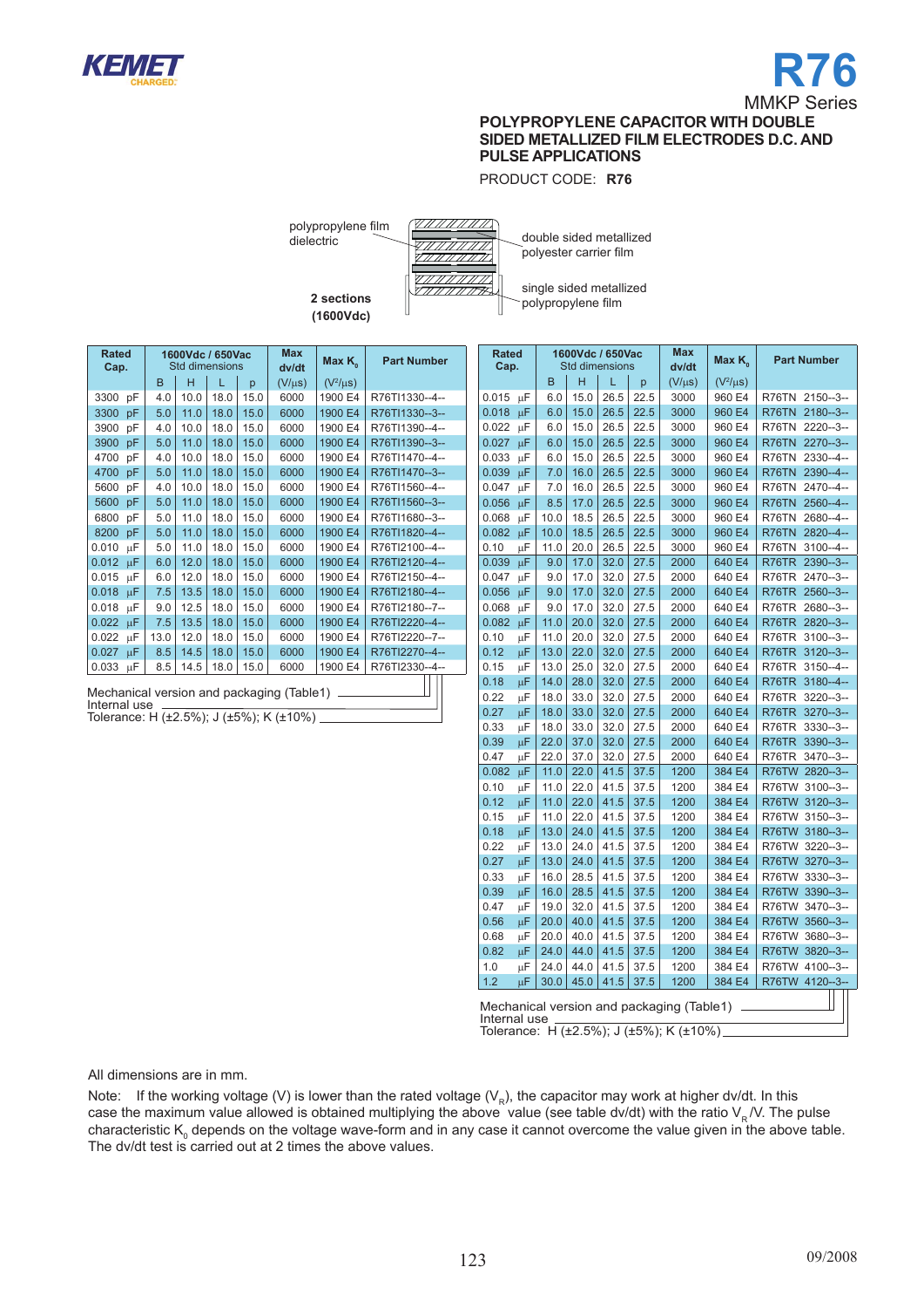# R76

MMKP Series

**POLYPROPYLENE CAPACITOR WITH DOUBLE SIDED METALLIZED FILM ELECTRODES D.C. AND PULSE APPLICATIONS**

PRODUCT CODE: **R76**

polypropylene film dielectric

double sided metallized polyester carrier film

single sided metallized polypropylene film

**2 sections (1600Vdc)**

| Rated Cap. | 1600Vdc / 650Vac Std dimensions | | | | Max dv/dt | Max $K_0$ | Part Number |
|---|---|---|---|---|---|---|---|
| | B | H | L | p | (V/µs) | ($V^2$/µs) | |
| 3300 pF | 4.0 | 10.0 | 18.0 | 15.0 | 6000 | 1900 E4 | R76TI1330--4-- |
| 3300 pF | 5.0 | 11.0 | 18.0 | 15.0 | 6000 | 1900 E4 | R76TI1330--3-- |
| 3900 pF | 4.0 | 10.0 | 18.0 | 15.0 | 6000 | 1900 E4 | R76TI1390--4-- |
| 3900 pF | 5.0 | 11.0 | 18.0 | 15.0 | 6000 | 1900 E4 | R76TI1390--3-- |
| 4700 pF | 4.0 | 10.0 | 18.0 | 15.0 | 6000 | 1900 E4 | R76TI1470--4-- |
| 4700 pF | 5.0 | 11.0 | 18.0 | 15.0 | 6000 | 1900 E4 | R76TI1470--3-- |
| 5600 pF | 4.0 | 10.0 | 18.0 | 15.0 | 6000 | 1900 E4 | R76TI1560--4-- |
| 5600 pF | 5.0 | 11.0 | 18.0 | 15.0 | 6000 | 1900 E4 | R76TI1560--3-- |
| 6800 pF | 5.0 | 11.0 | 18.0 | 15.0 | 6000 | 1900 E4 | R76TI1680--3-- |
| 8200 pF | 5.0 | 11.0 | 18.0 | 15.0 | 6000 | 1900 E4 | R76TI1820--4-- |
| 0.010 µF | 5.0 | 11.0 | 18.0 | 15.0 | 6000 | 1900 E4 | R76TI2100--4-- |
| 0.012 µF | 6.0 | 12.0 | 18.0 | 15.0 | 6000 | 1900 E4 | R76TI2120--4-- |
| 0.015 µF | 6.0 | 12.0 | 18.0 | 15.0 | 6000 | 1900 E4 | R76TI2150--4-- |
| 0.018 µF | 7.5 | 13.5 | 18.0 | 15.0 | 6000 | 1900 E4 | R76TI2180--4-- |
| 0.018 µF | 9.0 | 12.5 | 18.0 | 15.0 | 6000 | 1900 E4 | R76TI2180--7-- |
| 0.022 µF | 7.5 | 13.5 | 18.0 | 15.0 | 6000 | 1900 E4 | R76TI2220--4-- |
| 0.022 µF | 13.0 | 12.0 | 18.0 | 15.0 | 6000 | 1900 E4 | R76TI2220--7-- |
| 0.027 µF | 8.5 | 14.5 | 18.0 | 15.0 | 6000 | 1900 E4 | R76TI2270--4-- |
| 0.033 µF | 8.5 | 14.5 | 18.0 | 15.0 | 6000 | 1900 E4 | R76TI2330--4-- |

Mechanical version and packaging (Table1)
Internal use
Tolerance: H (±2.5%); J (±5%); K (±10%)

| Rated Cap. | 1600Vdc / 650Vac Std dimensions | | | | Max dv/dt | Max $K_0$ | Part Number |
|---|---|---|---|---|---|---|---|
| | B | H | L | p | (V/µs) | ($V^2$/µs) | |
| 0.015 µF | 6.0 | 15.0 | 26.5 | 22.5 | 3000 | 960 E4 | R76TN 2150--3-- |
| 0.018 µF | 6.0 | 15.0 | 26.5 | 22.5 | 3000 | 960 E4 | R76TN 2180--3-- |
| 0.022 µF | 6.0 | 15.0 | 26.5 | 22.5 | 3000 | 960 E4 | R76TN 2220--3-- |
| 0.027 µF | 6.0 | 15.0 | 26.5 | 22.5 | 3000 | 960 E4 | R76TN 2270--3-- |
| 0.033 µF | 6.0 | 15.0 | 26.5 | 22.5 | 3000 | 960 E4 | R76TN 2330--4-- |
| 0.039 µF | 7.0 | 16.0 | 26.5 | 22.5 | 3000 | 960 E4 | R76TN 2390--4-- |
| 0.047 µF | 7.0 | 16.0 | 26.5 | 22.5 | 3000 | 960 E4 | R76TN 2470--4-- |
| 0.056 µF | 8.5 | 17.0 | 26.5 | 22.5 | 3000 | 960 E4 | R76TN 2560--4-- |
| 0.068 µF | 10.0 | 18.5 | 26.5 | 22.5 | 3000 | 960 E4 | R76TN 2680--4-- |
| 0.082 µF | 10.0 | 18.5 | 26.5 | 22.5 | 3000 | 960 E4 | R76TN 2820--4-- |
| 0.10 µF | 11.0 | 20.0 | 26.5 | 22.5 | 3000 | 960 E4 | R76TN 3100--4-- |
| 0.039 µF | 9.0 | 17.0 | 32.0 | 27.5 | 2000 | 640 E4 | R76TR 2390--3-- |
| 0.047 µF | 9.0 | 17.0 | 32.0 | 27.5 | 2000 | 640 E4 | R76TR 2470--3-- |
| 0.056 µF | 9.0 | 17.0 | 32.0 | 27.5 | 2000 | 640 E4 | R76TR 2560--3-- |
| 0.068 µF | 9.0 | 17.0 | 32.0 | 27.5 | 2000 | 640 E4 | R76TR 2680--3-- |
| 0.082 µF | 11.0 | 20.0 | 32.0 | 27.5 | 2000 | 640 E4 | R76TR 2820--3-- |
| 0.10 µF | 11.0 | 20.0 | 32.0 | 27.5 | 2000 | 640 E4 | R76TR 3100--3-- |
| 0.12 µF | 13.0 | 22.0 | 32.0 | 27.5 | 2000 | 640 E4 | R76TR 3120--3-- |
| 0.15 µF | 13.0 | 25.0 | 32.0 | 27.5 | 2000 | 640 E4 | R76TR 3150--4-- |
| 0.18 µF | 14.0 | 28.0 | 32.0 | 27.5 | 2000 | 640 E4 | R76TR 3180--4-- |
| 0.22 µF | 18.0 | 33.0 | 32.0 | 27.5 | 2000 | 640 E4 | R76TR 3220--3-- |
| 0.27 µF | 18.0 | 33.0 | 32.0 | 27.5 | 2000 | 640 E4 | R76TR 3270--3-- |
| 0.33 µF | 18.0 | 33.0 | 32.0 | 27.5 | 2000 | 640 E4 | R76TR 3330--3-- |
| 0.39 µF | 22.0 | 37.0 | 32.0 | 27.5 | 2000 | 640 E4 | R76TR 3390--3-- |
| 0.47 µF | 22.0 | 37.0 | 32.0 | 27.5 | 2000 | 640 E4 | R76TR 3470--3-- |
| 0.082 µF | 11.0 | 22.0 | 41.5 | 37.5 | 1200 | 384 E4 | R76TW 2820--3-- |
| 0.10 µF | 11.0 | 22.0 | 41.5 | 37.5 | 1200 | 384 E4 | R76TW 3100--3-- |
| 0.12 µF | 11.0 | 22.0 | 41.5 | 37.5 | 1200 | 384 E4 | R76TW 3120--3-- |
| 0.15 µF | 11.0 | 22.0 | 41.5 | 37.5 | 1200 | 384 E4 | R76TW 3150--3-- |
| 0.18 µF | 13.0 | 24.0 | 41.5 | 37.5 | 1200 | 384 E4 | R76TW 3180--3-- |
| 0.22 µF | 13.0 | 24.0 | 41.5 | 37.5 | 1200 | 384 E4 | R76TW 3220--3-- |
| 0.27 µF | 13.0 | 24.0 | 41.5 | 37.5 | 1200 | 384 E4 | R76TW 3270--3-- |
| 0.33 µF | 16.0 | 28.5 | 41.5 | 37.5 | 1200 | 384 E4 | R76TW 3330--3-- |
| 0.39 µF | 16.0 | 28.5 | 41.5 | 37.5 | 1200 | 384 E4 | R76TW 3390--3-- |
| 0.47 µF | 19.0 | 32.0 | 41.5 | 37.5 | 1200 | 384 E4 | R76TW 3470--3-- |
| 0.56 µF | 20.0 | 40.0 | 41.5 | 37.5 | 1200 | 384 E4 | R76TW 3560--3-- |
| 0.68 µF | 20.0 | 40.0 | 41.5 | 37.5 | 1200 | 384 E4 | R76TW 3680--3-- |
| 0.82 µF | 24.0 | 44.0 | 41.5 | 37.5 | 1200 | 384 E4 | R76TW 3820--3-- |
| 1.0 µF | 24.0 | 44.0 | 41.5 | 37.5 | 1200 | 384 E4 | R76TW 4100--3-- |
| 1.2 µF | 30.0 | 45.0 | 41.5 | 37.5 | 1200 | 384 E4 | R76TW 4120--3-- |

Mechanical version and packaging (Table1)
Internal use
Tolerance: H (±2.5%); J (±5%); K (±10%)

All dimensions are in mm.

Note: If the working voltage (V) is lower than the rated voltage ($V_R$), the capacitor may work at higher dv/dt. In this case the maximum value allowed is obtained multiplying the above value (see table dv/dt) with the ratio $V_R$/V. The pulse characteristic $K_0$ depends on the voltage wave-form and in any case it cannot overcome the value given in the above table. The dv/dt test is carried out at 2 times the above values.

09/2008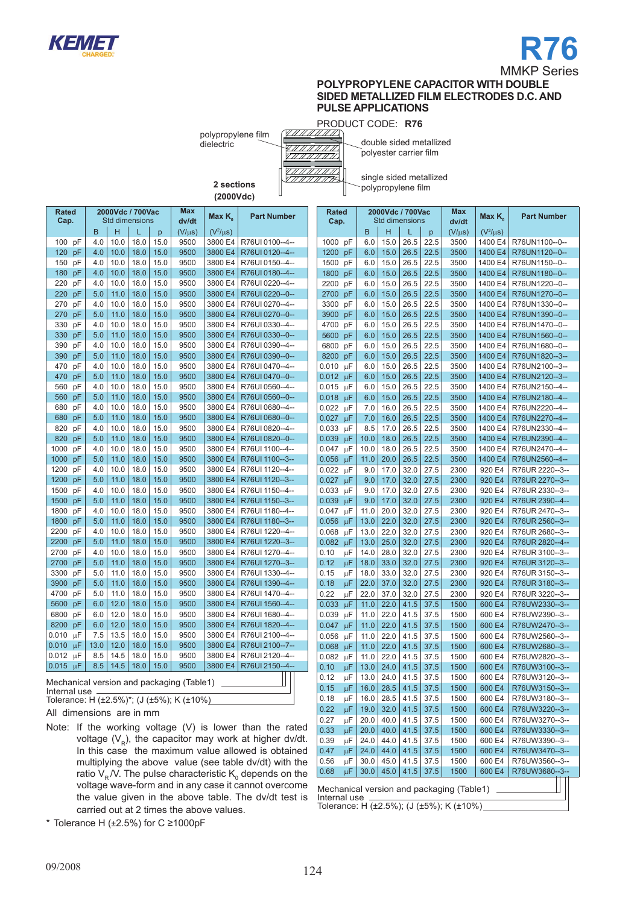# R76

MMKP Series

## POLYPROPYLENE CAPACITOR WITH DOUBLE SIDED METALLIZED FILM ELECTRODES D.C. AND PULSE APPLICATIONS

PRODUCT CODE: **R76**

polypropylene film dielectric

double sided metallized polyester carrier film

single sided metallized polypropylene film

**2 sections (2000Vdc)**

| Rated Cap. | 2000Vdc / 700Vac Std dimensions | | | | Max dv/dt | Max $K_0$ | Part Number |
|---|---|---|---|---|---|---|---|
| | B | H | L | p | (V/µs) | ($V^2$/µs) | |
| 100 pF | 4.0 | 10.0 | 18.0 | 15.0 | 9500 | 3800 E4 | R76UI 0100--4-- |
| 120 pF | 4.0 | 10.0 | 18.0 | 15.0 | 9500 | 3800 E4 | R76UI 0120--4-- |
| 150 pF | 4.0 | 10.0 | 18.0 | 15.0 | 9500 | 3800 E4 | R76UI 0150--4-- |
| 180 pF | 4.0 | 10.0 | 18.0 | 15.0 | 9500 | 3800 E4 | R76UI 0180--4-- |
| 220 pF | 4.0 | 10.0 | 18.0 | 15.0 | 9500 | 3800 E4 | R76UI 0220--4-- |
| 220 pF | 5.0 | 11.0 | 18.0 | 15.0 | 9500 | 3800 E4 | R76UI 0220--0-- |
| 270 pF | 4.0 | 10.0 | 18.0 | 15.0 | 9500 | 3800 E4 | R76UI 0270--4-- |
| 270 pF | 5.0 | 11.0 | 18.0 | 15.0 | 9500 | 3800 E4 | R76UI 0270--0-- |
| 330 pF | 4.0 | 10.0 | 18.0 | 15.0 | 9500 | 3800 E4 | R76UI 0330--4-- |
| 330 pF | 5.0 | 11.0 | 18.0 | 15.0 | 9500 | 3800 E4 | R76UI 0330--0-- |
| 390 pF | 4.0 | 10.0 | 18.0 | 15.0 | 9500 | 3800 E4 | R76UI 0390--4-- |
| 390 pF | 5.0 | 11.0 | 18.0 | 15.0 | 9500 | 3800 E4 | R76UI 0390--0-- |
| 470 pF | 4.0 | 10.0 | 18.0 | 15.0 | 9500 | 3800 E4 | R76UI 0470--4-- |
| 470 pF | 5.0 | 11.0 | 18.0 | 15.0 | 9500 | 3800 E4 | R76UI 0470--0-- |
| 560 pF | 4.0 | 10.0 | 18.0 | 15.0 | 9500 | 3800 E4 | R76UI 0560--4-- |
| 560 pF | 5.0 | 11.0 | 18.0 | 15.0 | 9500 | 3800 E4 | R76UI 0560--0-- |
| 680 pF | 4.0 | 10.0 | 18.0 | 15.0 | 9500 | 3800 E4 | R76UI 0680--4-- |
| 680 pF | 5.0 | 11.0 | 18.0 | 15.0 | 9500 | 3800 E4 | R76UI 0680--0-- |
| 820 pF | 4.0 | 10.0 | 18.0 | 15.0 | 9500 | 3800 E4 | R76UI 0820--4-- |
| 820 pF | 5.0 | 11.0 | 18.0 | 15.0 | 9500 | 3800 E4 | R76UI 0820--0-- |
| 1000 pF | 4.0 | 10.0 | 18.0 | 15.0 | 9500 | 3800 E4 | R76UI 1100--4-- |
| 1000 pF | 5.0 | 11.0 | 18.0 | 15.0 | 9500 | 3800 E4 | R76UI 1100--3-- |
| 1200 pF | 4.0 | 10.0 | 18.0 | 15.0 | 9500 | 3800 E4 | R76UI 1120--4-- |
| 1200 pF | 5.0 | 11.0 | 18.0 | 15.0 | 9500 | 3800 E4 | R76UI 1120--3-- |
| 1500 pF | 4.0 | 10.0 | 18.0 | 15.0 | 9500 | 3800 E4 | R76UI 1150--4-- |
| 1500 pF | 5.0 | 11.0 | 18.0 | 15.0 | 9500 | 3800 E4 | R76UI 1150--3-- |
| 1800 pF | 4.0 | 10.0 | 18.0 | 15.0 | 9500 | 3800 E4 | R76UI 1180--4-- |
| 1800 pF | 5.0 | 11.0 | 18.0 | 15.0 | 9500 | 3800 E4 | R76UI 1180--3-- |
| 2200 pF | 4.0 | 10.0 | 18.0 | 15.0 | 9500 | 3800 E4 | R76UI 1220--4-- |
| 2200 pF | 5.0 | 11.0 | 18.0 | 15.0 | 9500 | 3800 E4 | R76UI 1220--3-- |
| 2700 pF | 4.0 | 10.0 | 18.0 | 15.0 | 9500 | 3800 E4 | R76UI 1270--4-- |
| 2700 pF | 5.0 | 11.0 | 18.0 | 15.0 | 9500 | 3800 E4 | R76UI 1270--3-- |
| 3300 pF | 5.0 | 11.0 | 18.0 | 15.0 | 9500 | 3800 E4 | R76UI 1330--3-- |
| 3900 pF | 5.0 | 11.0 | 18.0 | 15.0 | 9500 | 3800 E4 | R76UI 1390--4-- |
| 4700 pF | 5.0 | 11.0 | 18.0 | 15.0 | 9500 | 3800 E4 | R76UI 1470--4-- |
| 5600 pF | 6.0 | 12.0 | 18.0 | 15.0 | 9500 | 3800 E4 | R76UI 1560--4-- |
| 6800 pF | 6.0 | 12.0 | 18.0 | 15.0 | 9500 | 3800 E4 | R76UI 1680--4-- |
| 8200 pF | 6.0 | 12.0 | 18.0 | 15.0 | 9500 | 3800 E4 | R76UI 1820--4-- |
| 0.010 µF | 7.5 | 13.5 | 18.0 | 15.0 | 9500 | 3800 E4 | R76UI 2100--4-- |
| 0.010 µF | 13.0 | 12.0 | 18.0 | 15.0 | 9500 | 3800 E4 | R76UI 2100--7-- |
| 0.012 µF | 8.5 | 14.5 | 18.0 | 15.0 | 9500 | 3800 E4 | R76UI 2120--4-- |
| 0.015 µF | 8.5 | 14.5 | 18.0 | 15.0 | 9500 | 3800 E4 | R76UI 2150--4-- |

Mechanical version and packaging (Table1)
Internal use
Tolerance: H (±2.5%)*; (J (±5%); K (±10%)

All dimensions are in mm

Note: If the working voltage (V) is lower than the rated voltage ($V_R$), the capacitor may work at higher dv/dt. In this case the maximum value allowed is obtained multiplying the above value (see table dv/dt) with the ratio $V_R$/V. The pulse characteristic $K_0$ depends on the voltage wave-form and in any case it cannot overcome the value given in the above table. The dv/dt test is carried out at 2 times the above values.

\* Tolerance H (±2.5%) for C ≥1000pF

| Rated Cap. | 2000Vdc / 700Vac Std dimensions | | | | Max dv/dt | Max $K_0$ | Part Number |
|---|---|---|---|---|---|---|---|
| | B | H | L | p | (V/µs) | ($V^2$/µs) | |
| 1000 pF | 6.0 | 15.0 | 26.5 | 22.5 | 3500 | 1400 E4 | R76UN1100--0-- |
| 1200 pF | 6.0 | 15.0 | 26.5 | 22.5 | 3500 | 1400 E4 | R76UN1120--0-- |
| 1500 pF | 6.0 | 15.0 | 26.5 | 22.5 | 3500 | 1400 E4 | R76UN1150--0-- |
| 1800 pF | 6.0 | 15.0 | 26.5 | 22.5 | 3500 | 1400 E4 | R76UN1180--0-- |
| 2200 pF | 6.0 | 15.0 | 26.5 | 22.5 | 3500 | 1400 E4 | R76UN1220--0-- |
| 2700 pF | 6.0 | 15.0 | 26.5 | 22.5 | 3500 | 1400 E4 | R76UN1270--0-- |
| 3300 pF | 6.0 | 15.0 | 26.5 | 22.5 | 3500 | 1400 E4 | R76UN1330--0-- |
| 3900 pF | 6.0 | 15.0 | 26.5 | 22.5 | 3500 | 1400 E4 | R76UN1390--0-- |
| 4700 pF | 6.0 | 15.0 | 26.5 | 22.5 | 3500 | 1400 E4 | R76UN1470--0-- |
| 5600 pF | 6.0 | 15.0 | 26.5 | 22.5 | 3500 | 1400 E4 | R76UN1560--0-- |
| 6800 pF | 6.0 | 15.0 | 26.5 | 22.5 | 3500 | 1400 E4 | R76UN1680--0-- |
| 8200 pF | 6.0 | 15.0 | 26.5 | 22.5 | 3500 | 1400 E4 | R76UN1820--3-- |
| 0.010 µF | 6.0 | 15.0 | 26.5 | 22.5 | 3500 | 1400 E4 | R76UN2100--3-- |
| 0.012 µF | 6.0 | 15.0 | 26.5 | 22.5 | 3500 | 1400 E4 | R76UN2120--3-- |
| 0.015 µF | 6.0 | 15.0 | 26.5 | 22.5 | 3500 | 1400 E4 | R76UN2150--4-- |
| 0.018 µF | 6.0 | 15.0 | 26.5 | 22.5 | 3500 | 1400 E4 | R76UN2180--4-- |
| 0.022 µF | 7.0 | 16.0 | 26.5 | 22.5 | 3500 | 1400 E4 | R76UN2220--4-- |
| 0.027 µF | 7.0 | 16.0 | 26.5 | 22.5 | 3500 | 1400 E4 | R76UN2270--4-- |
| 0.033 µF | 8.5 | 17.0 | 26.5 | 22.5 | 3500 | 1400 E4 | R76UN2330--4-- |
| 0.039 µF | 10.0 | 18.0 | 26.5 | 22.5 | 3500 | 1400 E4 | R76UN2390--4-- |
| 0.047 µF | 10.0 | 18.0 | 26.5 | 22.5 | 3500 | 1400 E4 | R76UN2470--4-- |
| 0.056 µF | 11.0 | 20.0 | 26.5 | 22.5 | 3500 | 1400 E4 | R76UN2560--4-- |
| 0.022 µF | 9.0 | 17.0 | 32.0 | 27.5 | 2300 | 920 E4 | R76UR 2220--3-- |
| 0.027 µF | 9.0 | 17.0 | 32.0 | 27.5 | 2300 | 920 E4 | R76UR 2270--3-- |
| 0.033 µF | 9.0 | 17.0 | 32.0 | 27.5 | 2300 | 920 E4 | R76UR 2330--3-- |
| 0.039 µF | 9.0 | 17.0 | 32.0 | 27.5 | 2300 | 920 E4 | R76UR 2390--4-- |
| 0.047 µF | 11.0 | 20.0 | 32.0 | 27.5 | 2300 | 920 E4 | R76UR 2470--3-- |
| 0.056 µF | 13.0 | 22.0 | 32.0 | 27.5 | 2300 | 920 E4 | R76UR 2560--3-- |
| 0.068 µF | 13.0 | 22.0 | 32.0 | 27.5 | 2300 | 920 E4 | R76UR 2680--3-- |
| 0.082 µF | 13.0 | 25.0 | 32.0 | 27.5 | 2300 | 920 E4 | R76UR 2820--4-- |
| 0.10 µF | 14.0 | 28.0 | 32.0 | 27.5 | 2300 | 920 E4 | R76UR 3100--3-- |
| 0.12 µF | 18.0 | 33.0 | 32.0 | 27.5 | 2300 | 920 E4 | R76UR 3120--3-- |
| 0.15 µF | 18.0 | 33.0 | 32.0 | 27.5 | 2300 | 920 E4 | R76UR 3150--3-- |
| 0.18 µF | 22.0 | 37.0 | 32.0 | 27.5 | 2300 | 920 E4 | R76UR 3180--3-- |
| 0.22 µF | 22.0 | 37.0 | 32.0 | 27.5 | 2300 | 920 E4 | R76UR 3220--3-- |
| 0.033 µF | 11.0 | 22.0 | 41.5 | 37.5 | 1500 | 600 E4 | R76UW2330--3-- |
| 0.039 µF | 11.0 | 22.0 | 41.5 | 37.5 | 1500 | 600 E4 | R76UW2390--3-- |
| 0.047 µF | 11.0 | 22.0 | 41.5 | 37.5 | 1500 | 600 E4 | R76UW2470--3-- |
| 0.056 µF | 11.0 | 22.0 | 41.5 | 37.5 | 1500 | 600 E4 | R76UW2560--3-- |
| 0.068 µF | 11.0 | 22.0 | 41.5 | 37.5 | 1500 | 600 E4 | R76UW2680--3-- |
| 0.082 µF | 11.0 | 22.0 | 41.5 | 37.5 | 1500 | 600 E4 | R76UW2820--3-- |
| 0.10 µF | 13.0 | 24.0 | 41.5 | 37.5 | 1500 | 600 E4 | R76UW3100--3-- |
| 0.12 µF | 13.0 | 24.0 | 41.5 | 37.5 | 1500 | 600 E4 | R76UW3120--3-- |
| 0.15 µF | 16.0 | 28.5 | 41.5 | 37.5 | 1500 | 600 E4 | R76UW3150--3-- |
| 0.18 µF | 16.0 | 28.5 | 41.5 | 37.5 | 1500 | 600 E4 | R76UW3180--3-- |
| 0.22 µF | 19.0 | 32.0 | 41.5 | 37.5 | 1500 | 600 E4 | R76UW3220--3-- |
| 0.27 µF | 20.0 | 40.0 | 41.5 | 37.5 | 1500 | 600 E4 | R76UW3270--3-- |
| 0.33 µF | 20.0 | 40.0 | 41.5 | 37.5 | 1500 | 600 E4 | R76UW3330--3-- |
| 0.39 µF | 24.0 | 44.0 | 41.5 | 37.5 | 1500 | 600 E4 | R76UW3390--3-- |
| 0.47 µF | 24.0 | 44.0 | 41.5 | 37.5 | 1500 | 600 E4 | R76UW3470--3-- |
| 0.56 µF | 30.0 | 45.0 | 41.5 | 37.5 | 1500 | 600 E4 | R76UW3560--3-- |
| 0.68 µF | 30.0 | 45.0 | 41.5 | 37.5 | 1500 | 600 E4 | R76UW3680--3-- |

Mechanical version and packaging (Table1)
Internal use
Tolerance: H (±2.5%); (J (±5%); K (±10%)

09/2008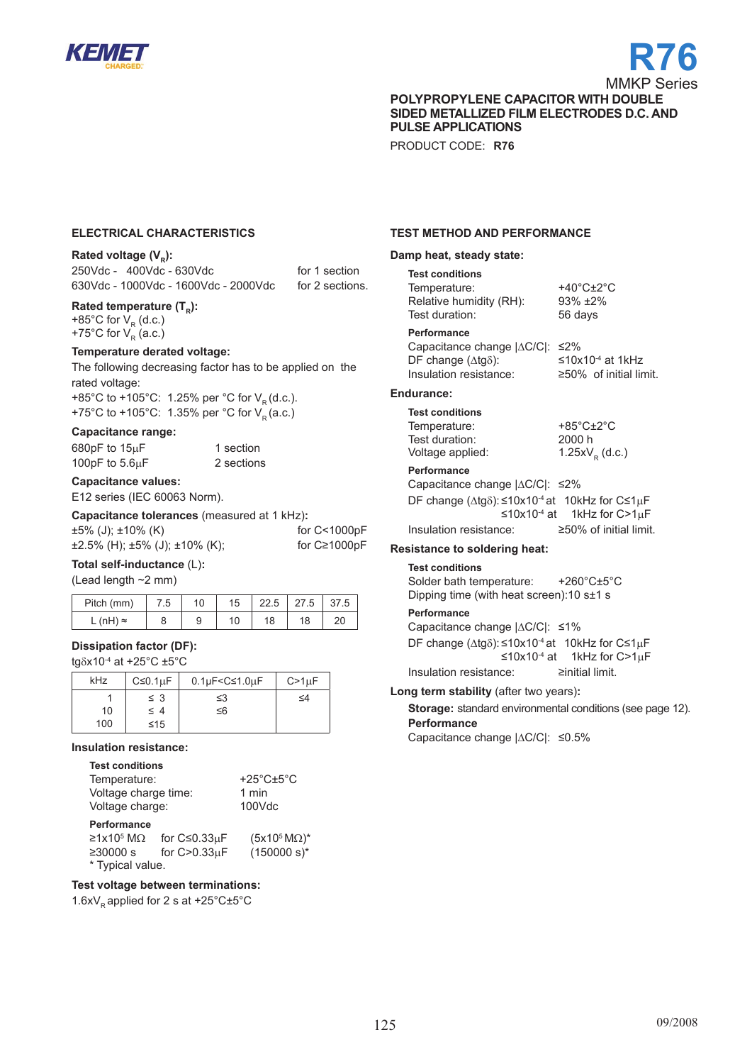# R76

MMKP Series

**POLYPROPYLENE CAPACITOR WITH DOUBLE SIDED METALLIZED FILM ELECTRODES D.C. AND PULSE APPLICATIONS**

PRODUCT CODE: **R76**

## ELECTRICAL CHARACTERISTICS

**Rated voltage ($V_R$):**

250Vdc - 400Vdc - 630Vdc for 1 section
630Vdc - 1000Vdc - 1600Vdc - 2000Vdc for 2 sections.

**Rated temperature ($T_R$):**

+85°C for $V_R$ (d.c.)
+75°C for $V_R$ (a.c.)

**Temperature derated voltage:**

The following decreasing factor has to be applied on the rated voltage:
+85°C to +105°C: 1.25% per °C for $V_R$ (d.c.).
+75°C to +105°C: 1.35% per °C for $V_R$ (a.c.)

**Capacitance range:**

680pF to 15µF 1 section
100pF to 5.6µF 2 sections

**Capacitance values:**

E12 series (IEC 60063 Norm).

**Capacitance tolerances** (measured at 1 kHz)**:**

±5% (J); ±10% (K) for C<1000pF
±2.5% (H); ±5% (J); ±10% (K); for C≥1000pF

**Total self-inductance** (L)**:**

(Lead length ~2 mm)

| Pitch (mm) | 7.5 | 10 | 15 | 22.5 | 27.5 | 37.5 |
|---|---|---|---|---|---|---|
| L (nH) ≈ | 8 | 9 | 10 | 18 | 18 | 20 |

**Dissipation factor (DF):**

tgδx$10^{-4}$ at +25°C ±5°C

| kHz | C≤0.1µF | 0.1µF<C≤1.0µF | C>1µF |
|---|---|---|---|
| 1 | ≤ 3 | ≤3 | ≤4 |
| 10 | ≤ 4 | ≤6 | |
| 100 | ≤15 | | |

**Insulation resistance:**

**Test conditions**

Temperature: +25°C±5°C
Voltage charge time: 1 min
Voltage charge: 100Vdc

**Performance**

≥1x$10^5$ MΩ for C≤0.33µF (5x$10^5$ MΩ)*
≥30000 s for C>0.33µF (150000 s)*
\* Typical value.

**Test voltage between terminations:**

1.6x$V_R$ applied for 2 s at +25°C±5°C

## TEST METHOD AND PERFORMANCE

**Damp heat, steady state:**

**Test conditions**

Temperature: +40°C±2°C
Relative humidity (RH): 93% ±2%
Test duration: 56 days

**Performance**

Capacitance change |ΔC/C|: ≤2%
DF change (Δtgδ): ≤10x$10^{-4}$ at 1kHz
Insulation resistance: ≥50% of initial limit.

**Endurance:**

**Test conditions**

Temperature: +85°C±2°C
Test duration: 2000 h
Voltage applied: 1.25x$V_R$ (d.c.)

**Performance**

Capacitance change |ΔC/C|: ≤2%
DF change (Δtgδ): ≤10x$10^{-4}$ at 10kHz for C≤1µF
≤10x$10^{-4}$ at 1kHz for C>1µF
Insulation resistance: ≥50% of initial limit.

**Resistance to soldering heat:**

**Test conditions**

Solder bath temperature: +260°C±5°C
Dipping time (with heat screen):10 s±1 s

**Performance**

Capacitance change |ΔC/C|: ≤1%
DF change (Δtgδ): ≤10x$10^{-4}$ at 10kHz for C≤1µF
≤10x$10^{-4}$ at 1kHz for C>1µF
Insulation resistance: ≥initial limit.

**Long term stability** (after two years)**:**

**Storage:** standard environmental conditions (see page 12).

**Performance**

Capacitance change |ΔC/C|: ≤0.5%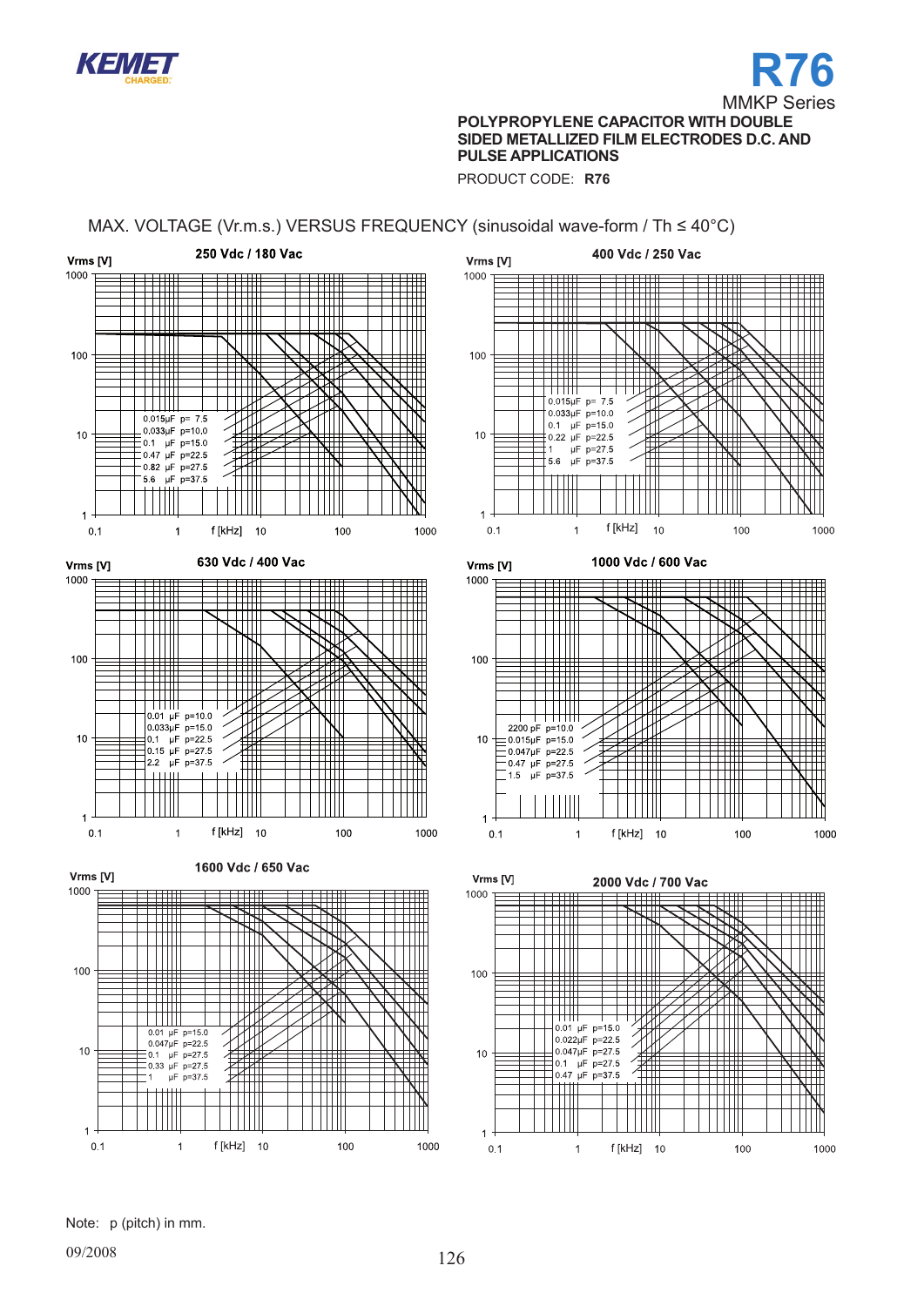**R76**

MMKP Series

**POLYPROPYLENE CAPACITOR WITH DOUBLE SIDED METALLIZED FILM ELECTRODES D.C. AND PULSE APPLICATIONS**

PRODUCT CODE: **R76**

## MAX. VOLTAGE (Vr.m.s.) VERSUS FREQUENCY (sinusoidal wave-form / Th ≤ 40°C)

**250 Vdc / 180 Vac**

Vrms [V] / f [kHz]

- 0.015µF p= 7.5
- 0.033µF p=10.0
- 0.1 µF p=15.0
- 0.47 µF p=22.5
- 0.82 µF p=27.5
- 5.6 µF p=37.5

**400 Vdc / 250 Vac**

Vrms [V] / f [kHz]

- 0.015µF p= 7.5
- 0.033µF p=10.0
- 0.1 µF p=15.0
- 0.22 µF p=22.5
- 1 µF p=27.5
- 5.6 µF p=37.5

**630 Vdc / 400 Vac**

Vrms [V] / f [kHz]

- 0.01 µF p=10.0
- 0.033µF p=15.0
- 0.1 µF p=22.5
- 0.15 µF p=27.5
- 2.2 µF p=37.5

**1000 Vdc / 600 Vac**

Vrms [V] / f [kHz]

- 2200 pF p=10.0
- 0.015µF p=15.0
- 0.047µF p=22.5
- 0.47 µF p=27.5
- 1.5 µF p=37.5

**1600 Vdc / 650 Vac**

Vrms [V] / f [kHz]

- 0.01 µF p=15.0
- 0.047µF p=22.5
- 0.1 µF p=27.5
- 0.33 µF p=27.5
- 1 µF p=37.5

**2000 Vdc / 700 Vac**

Vrms [V] / f [kHz]

- 0.01 µF p=15.0
- 0.022µF p=22.5
- 0.047µF p=27.5
- 0.1 µF p=27.5
- 0.47 µF p=37.5

Note: p (pitch) in mm.

09/2008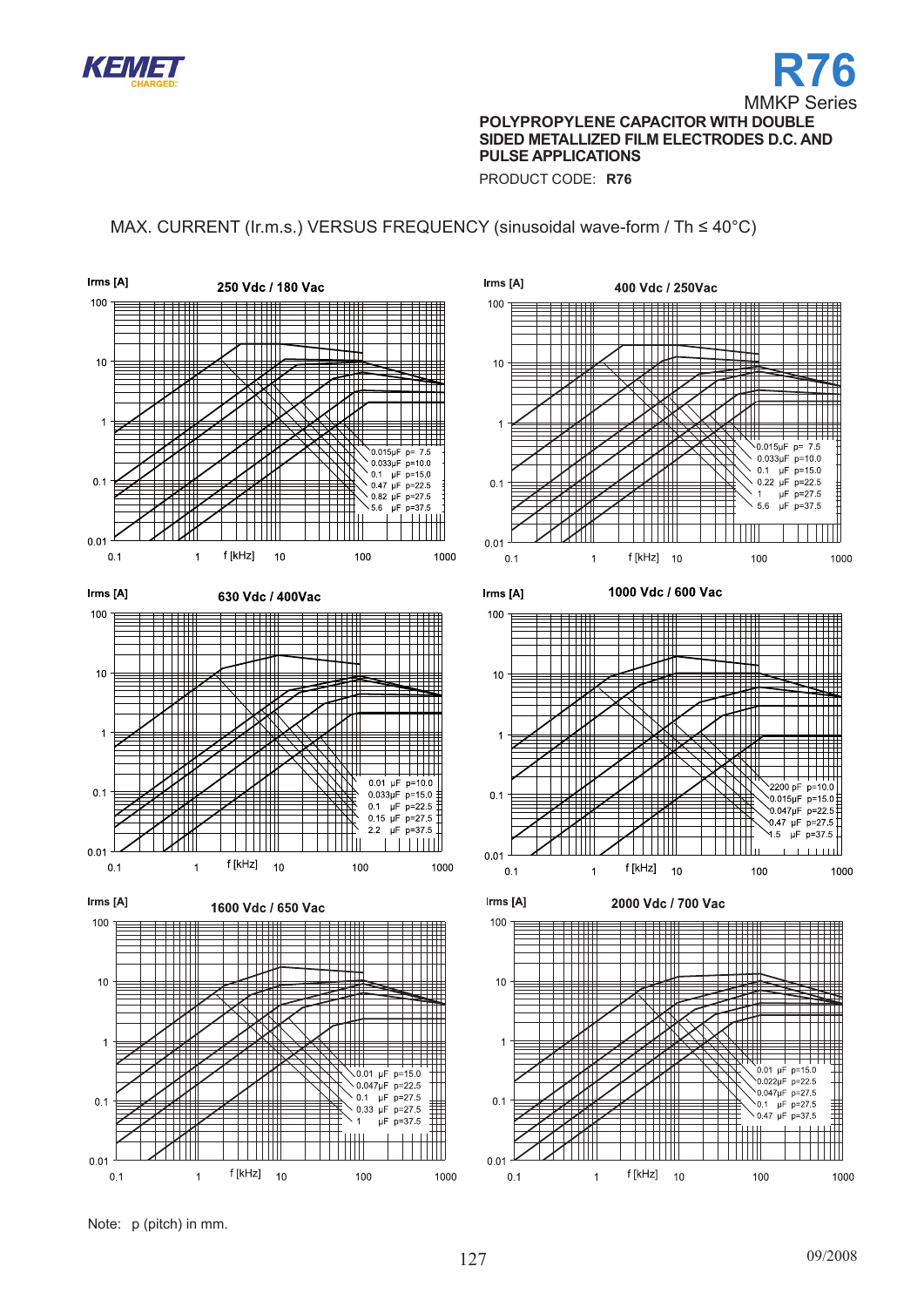# R76

MMKP Series

**POLYPROPYLENE CAPACITOR WITH DOUBLE SIDED METALLIZED FILM ELECTRODES D.C. AND PULSE APPLICATIONS**

PRODUCT CODE: **R76**

## MAX. CURRENT (Ir.m.s.) VERSUS FREQUENCY (sinusoidal wave-form / Th ≤ 40°C)

**250 Vdc / 180 Vac**

Irms [A]
100
10
1
0.1
0.01
0.1 1 f [kHz] 10 100 1000

0.015μF p= 7.5
0.033μF p=10.0
0.1 μF p=15.0
0.47 μF p=22.5
0.82 μF p=27.5
5.6 μF p=37.5

**400 Vdc / 250Vac**

Irms [A]
100
10
1
0.1
0.01
0.1 1 f [kHz] 10 100 1000

0.015μF p= 7.5
0.033μF p=10.0
0.1 μF p=15.0
0.22 μF p=22.5
1 μF p=27.5
5.6 μF p=37.5

**630 Vdc / 400Vac**

Irms [A]
100
10
1
0.1
0.01
0.1 1 f [kHz] 10 100 1000

0.01 μF p=10.0
0.033μF p=15.0
0.1 μF p=22.5
0.15 μF p=27.5
2.2 μF p=37.5

**1000 Vdc / 600 Vac**

Irms [A]
100
10
1
0.1
0.01
0.1 1 f [kHz] 10 100 1000

2200 pF p=10.0
0.015μF p=15.0
0.047μF p=22.5
0.47 μF p=27.5
1.5 μF p=37.5

**1600 Vdc / 650 Vac**

Irms [A]
100
10
1
0.1
0.01
0.1 1 f [kHz] 10 100 1000

0.01 μF p=15.0
0.047μF p=22.5
0.1 μF p=27.5
0.33 μF p=27.5
1 μF p=37.5

**2000 Vdc / 700 Vac**

Irms [A]
100
10
1
0.1
0.01
0.1 1 f [kHz] 10 100 1000

0.01 μF p=15.0
0.022μF p=22.5
0.047μF p=27.5
0.1 μF p=27.5
0.47 μF p=37.5

Note: p (pitch) in mm.

09/2008